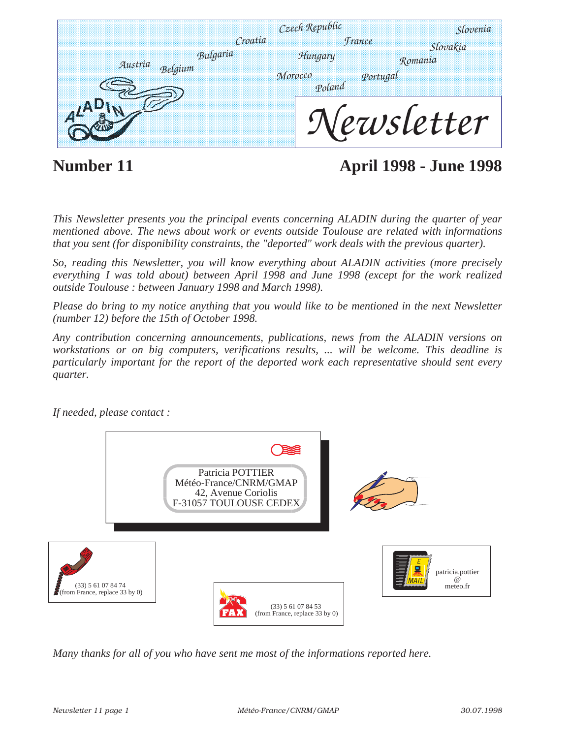# Newsletter

Austria Belgium Bulgaria Croatia Czech Republic France Hungary Morocco Poland Portugal Romania Slovakia Slovenia

## Number 11 — April 1998 - June 1998

*This Newsletter presents you the principal events concerning ALADIN during the quarter of year mentioned above. The news about work or events outside Toulouse are related with informations that you sent (for disponibility constraints, the "deported" work deals with the previous quarter).*

*So, reading this Newsletter, you will know everything about ALADIN activities (more precisely everything I was told about) between April 1998 and June 1998 (except for the work realized outside Toulouse : between January 1998 and March 1998).*

*Please do bring to my notice anything that you would like to be mentioned in the next Newsletter (number 12) before the 15th of October 1998.*

*Any contribution concerning announcements, publications, news from the ALADIN versions on workstations or on big computers, verifications results, ... will be welcome. This deadline is particularly important for the report of the deported work each representative should sent every quarter.*

*If needed, please contact :*

Patricia POTTIER
Météo-France/CNRM/GMAP
42, Avenue Coriolis
F-31057 TOULOUSE CEDEX

(33) 5 61 07 84 74
(from France, replace 33 by 0)

FAX: (33) 5 61 07 84 53
(from France, replace 33 by 0)

E-MAIL: patricia.pottier@meteo.fr

*Many thanks for all of you who have sent me most of the informations reported here.*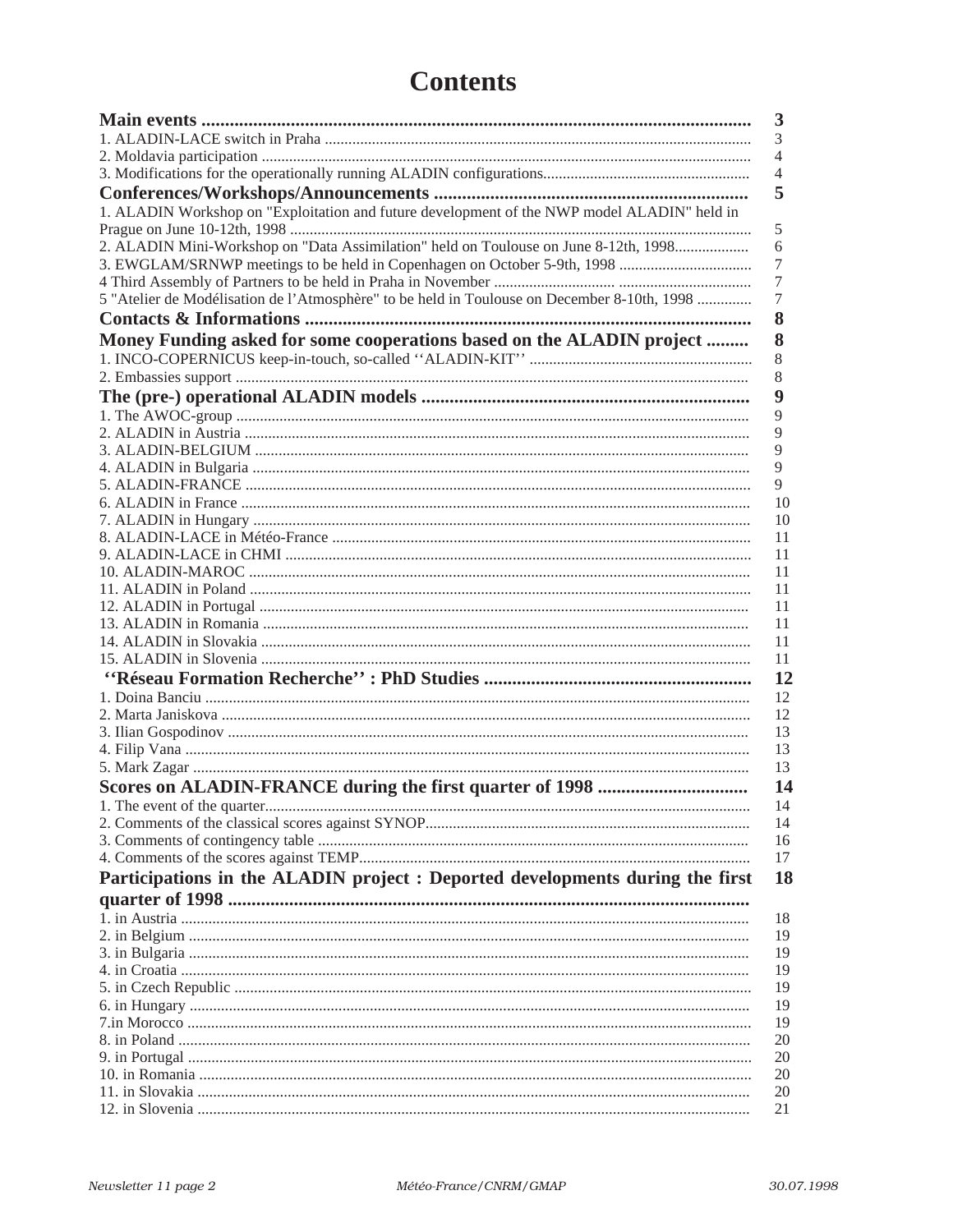# Contents

| | |
|---|---|
| **Main events** | **3** |
| 1. ALADIN-LACE switch in Praha | 3 |
| 2. Moldavia participation | 4 |
| 3. Modifications for the operationally running ALADIN configurations | 4 |
| **Conferences/Workshops/Announcements** | **5** |
| 1. ALADIN Workshop on "Exploitation and future development of the NWP model ALADIN" held in Prague on June 10-12th, 1998 | 5 |
| 2. ALADIN Mini-Workshop on "Data Assimilation" held on Toulouse on June 8-12th, 1998 | 6 |
| 3. EWGLAM/SRNWP meetings to be held in Copenhagen on October 5-9th, 1998 | 7 |
| 4 Third Assembly of Partners to be held in Praha in November | 7 |
| 5 "Atelier de Modélisation de l'Atmosphère" to be held in Toulouse on December 8-10th, 1998 | 7 |
| **Contacts & Informations** | **8** |
| **Money Funding asked for some cooperations based on the ALADIN project** | **8** |
| 1. INCO-COPERNICUS keep-in-touch, so-called ''ALADIN-KIT'' | 8 |
| 2. Embassies support | 8 |
| **The (pre-) operational ALADIN models** | **9** |
| 1. The AWOC-group | 9 |
| 2. ALADIN in Austria | 9 |
| 3. ALADIN-BELGIUM | 9 |
| 4. ALADIN in Bulgaria | 9 |
| 5. ALADIN-FRANCE | 9 |
| 6. ALADIN in France | 10 |
| 7. ALADIN in Hungary | 10 |
| 8. ALADIN-LACE in Météo-France | 11 |
| 9. ALADIN-LACE in CHMI | 11 |
| 10. ALADIN-MAROC | 11 |
| 11. ALADIN in Poland | 11 |
| 12. ALADIN in Portugal | 11 |
| 13. ALADIN in Romania | 11 |
| 14. ALADIN in Slovakia | 11 |
| 15. ALADIN in Slovenia | 11 |
| **''Réseau Formation Recherche'' : PhD Studies** | **12** |
| 1. Doina Banciu | 12 |
| 2. Marta Janiskova | 12 |
| 3. Ilian Gospodinov | 13 |
| 4. Filip Vana | 13 |
| 5. Mark Zagar | 13 |
| **Scores on ALADIN-FRANCE during the first quarter of 1998** | **14** |
| 1. The event of the quarter | 14 |
| 2. Comments of the classical scores against SYNOP | 14 |
| 3. Comments of contingency table | 16 |
| 4. Comments of the scores against TEMP | 17 |
| **Participations in the ALADIN project : Deported developments during the first quarter of 1998** | **18** |
| 1. in Austria | 18 |
| 2. in Belgium | 19 |
| 3. in Bulgaria | 19 |
| 4. in Croatia | 19 |
| 5. in Czech Republic | 19 |
| 6. in Hungary | 19 |
| 7.in Morocco | 19 |
| 8. in Poland | 20 |
| 9. in Portugal | 20 |
| 10. in Romania | 20 |
| 11. in Slovakia | 20 |
| 12. in Slovenia | 21 |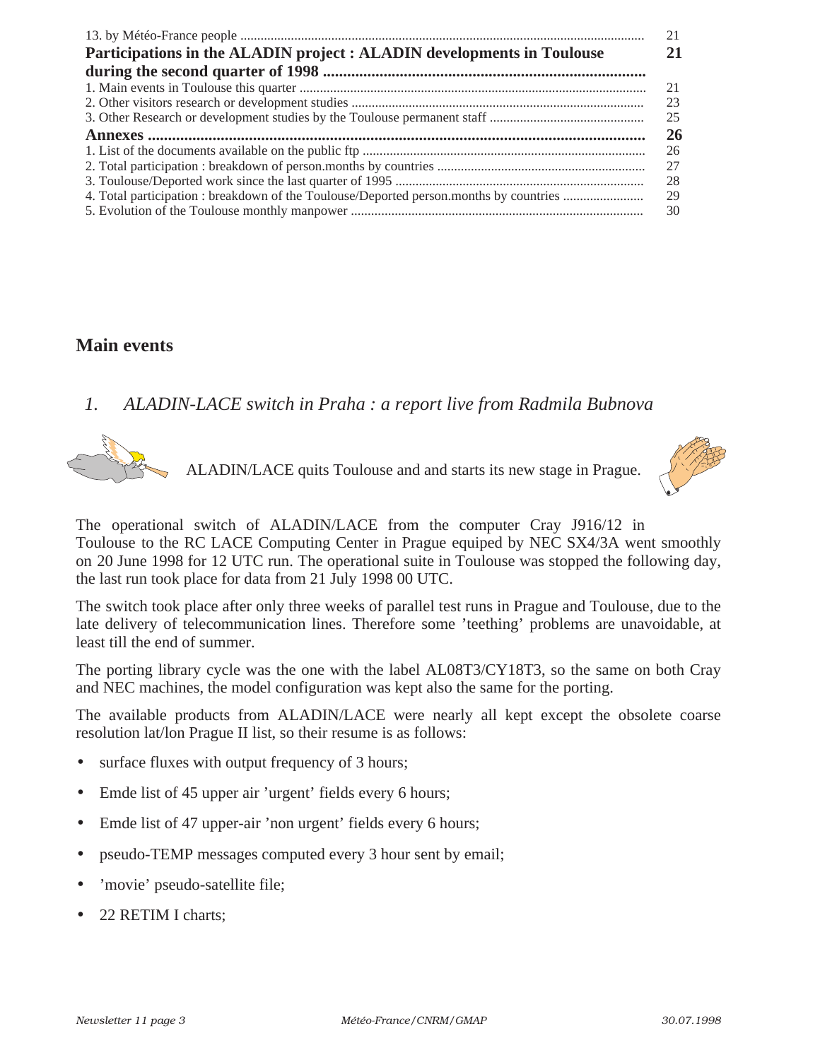| | |
|---|---|
| 13. by Météo-France people | 21 |
| **Participations in the ALADIN project : ALADIN developments in Toulouse during the second quarter of 1998** | **21** |
| 1. Main events in Toulouse this quarter | 21 |
| 2. Other visitors research or development studies | 23 |
| 3. Other Research or development studies by the Toulouse permanent staff | 25 |
| **Annexes** | **26** |
| 1. List of the documents available on the public ftp | 26 |
| 2. Total participation : breakdown of person.months by countries | 27 |
| 3. Toulouse/Deported work since the last quarter of 1995 | 28 |
| 4. Total participation : breakdown of the Toulouse/Deported person.months by countries | 29 |
| 5. Evolution of the Toulouse monthly manpower | 30 |

# Main events

## *1. ALADIN-LACE switch in Praha : a report live from Radmila Bubnova*

ALADIN/LACE quits Toulouse and and starts its new stage in Prague.

The operational switch of ALADIN/LACE from the computer Cray J916/12 in Toulouse to the RC LACE Computing Center in Prague equiped by NEC SX4/3A went smoothly on 20 June 1998 for 12 UTC run. The operational suite in Toulouse was stopped the following day, the last run took place for data from 21 July 1998 00 UTC.

The switch took place after only three weeks of parallel test runs in Prague and Toulouse, due to the late delivery of telecommunication lines. Therefore some 'teething' problems are unavoidable, at least till the end of summer.

The porting library cycle was the one with the label AL08T3/CY18T3, so the same on both Cray and NEC machines, the model configuration was kept also the same for the porting.

The available products from ALADIN/LACE were nearly all kept except the obsolete coarse resolution lat/lon Prague II list, so their resume is as follows:

- surface fluxes with output frequency of 3 hours;
- Emde list of 45 upper air 'urgent' fields every 6 hours;
- Emde list of 47 upper-air 'non urgent' fields every 6 hours;
- pseudo-TEMP messages computed every 3 hour sent by email;
- 'movie' pseudo-satellite file;
- 22 RETIM I charts;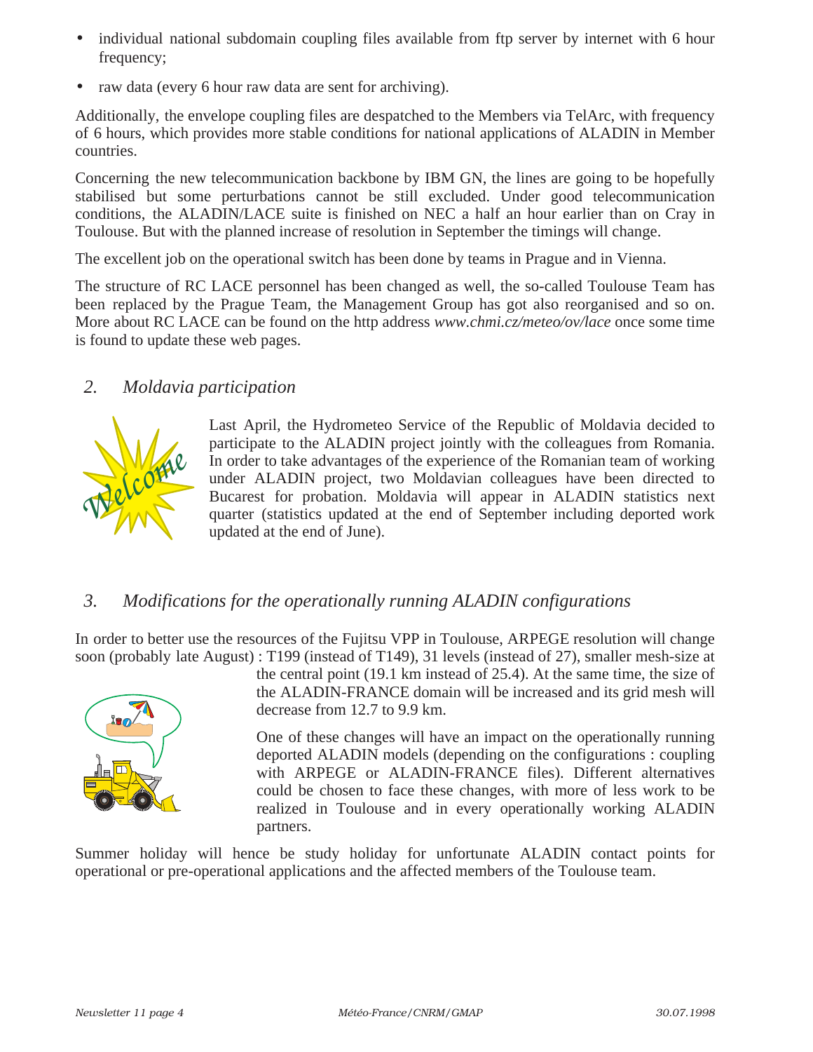- individual national subdomain coupling files available from ftp server by internet with 6 hour frequency;
- raw data (every 6 hour raw data are sent for archiving).

Additionally, the envelope coupling files are despatched to the Members via TelArc, with frequency of 6 hours, which provides more stable conditions for national applications of ALADIN in Member countries.

Concerning the new telecommunication backbone by IBM GN, the lines are going to be hopefully stabilised but some perturbations cannot be still excluded. Under good telecommunication conditions, the ALADIN/LACE suite is finished on NEC a half an hour earlier than on Cray in Toulouse. But with the planned increase of resolution in September the timings will change.

The excellent job on the operational switch has been done by teams in Prague and in Vienna.

The structure of RC LACE personnel has been changed as well, the so-called Toulouse Team has been replaced by the Prague Team, the Management Group has got also reorganised and so on. More about RC LACE can be found on the http address *www.chmi.cz/meteo/ov/lace* once some time is found to update these web pages.

## *2. Moldavia participation*

Last April, the Hydrometeo Service of the Republic of Moldavia decided to participate to the ALADIN project jointly with the colleagues from Romania. In order to take advantages of the experience of the Romanian team of working under ALADIN project, two Moldavian colleagues have been directed to Bucarest for probation. Moldavia will appear in ALADIN statistics next quarter (statistics updated at the end of September including deported work updated at the end of June).

## *3. Modifications for the operationally running ALADIN configurations*

In order to better use the resources of the Fujitsu VPP in Toulouse, ARPEGE resolution will change soon (probably late August) : T199 (instead of T149), 31 levels (instead of 27), smaller mesh-size at the central point (19.1 km instead of 25.4). At the same time, the size of the ALADIN-FRANCE domain will be increased and its grid mesh will decrease from 12.7 to 9.9 km.

One of these changes will have an impact on the operationally running deported ALADIN models (depending on the configurations : coupling with ARPEGE or ALADIN-FRANCE files). Different alternatives could be chosen to face these changes, with more of less work to be realized in Toulouse and in every operationally working ALADIN partners.

Summer holiday will hence be study holiday for unfortunate ALADIN contact points for operational or pre-operational applications and the affected members of the Toulouse team.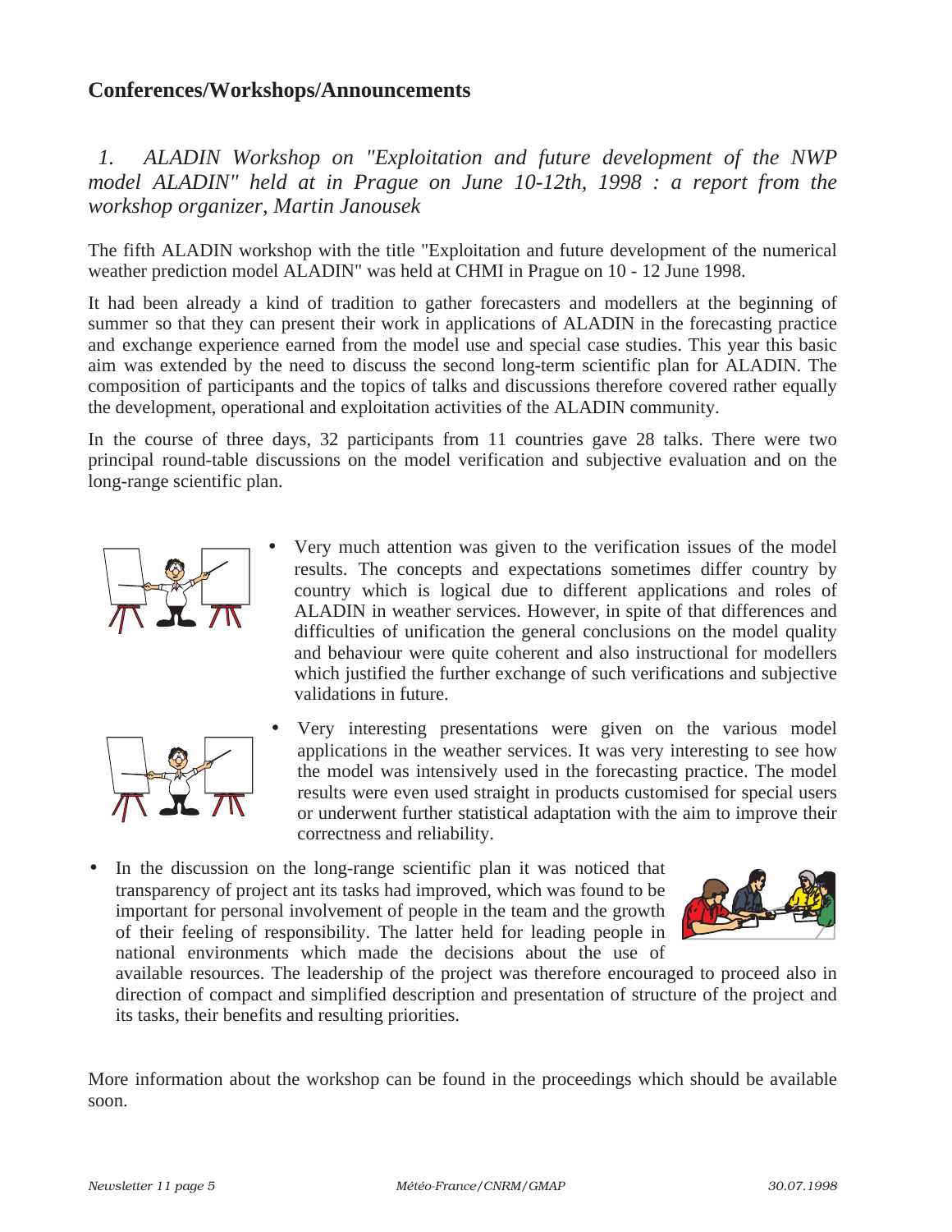## Conferences/Workshops/Announcements

### *1. ALADIN Workshop on "Exploitation and future development of the NWP model ALADIN" held at in Prague on June 10-12th, 1998 : a report from the workshop organizer, Martin Janousek*

The fifth ALADIN workshop with the title "Exploitation and future development of the numerical weather prediction model ALADIN" was held at CHMI in Prague on 10 - 12 June 1998.

It had been already a kind of tradition to gather forecasters and modellers at the beginning of summer so that they can present their work in applications of ALADIN in the forecasting practice and exchange experience earned from the model use and special case studies. This year this basic aim was extended by the need to discuss the second long-term scientific plan for ALADIN. The composition of participants and the topics of talks and discussions therefore covered rather equally the development, operational and exploitation activities of the ALADIN community.

In the course of three days, 32 participants from 11 countries gave 28 talks. There were two principal round-table discussions on the model verification and subjective evaluation and on the long-range scientific plan.

- Very much attention was given to the verification issues of the model results. The concepts and expectations sometimes differ country by country which is logical due to different applications and roles of ALADIN in weather services. However, in spite of that differences and difficulties of unification the general conclusions on the model quality and behaviour were quite coherent and also instructional for modellers which justified the further exchange of such verifications and subjective validations in future.
- Very interesting presentations were given on the various model applications in the weather services. It was very interesting to see how the model was intensively used in the forecasting practice. The model results were even used straight in products customised for special users or underwent further statistical adaptation with the aim to improve their correctness and reliability.
- In the discussion on the long-range scientific plan it was noticed that transparency of project ant its tasks had improved, which was found to be important for personal involvement of people in the team and the growth of their feeling of responsibility. The latter held for leading people in national environments which made the decisions about the use of available resources. The leadership of the project was therefore encouraged to proceed also in direction of compact and simplified description and presentation of structure of the project and its tasks, their benefits and resulting priorities.

More information about the workshop can be found in the proceedings which should be available soon.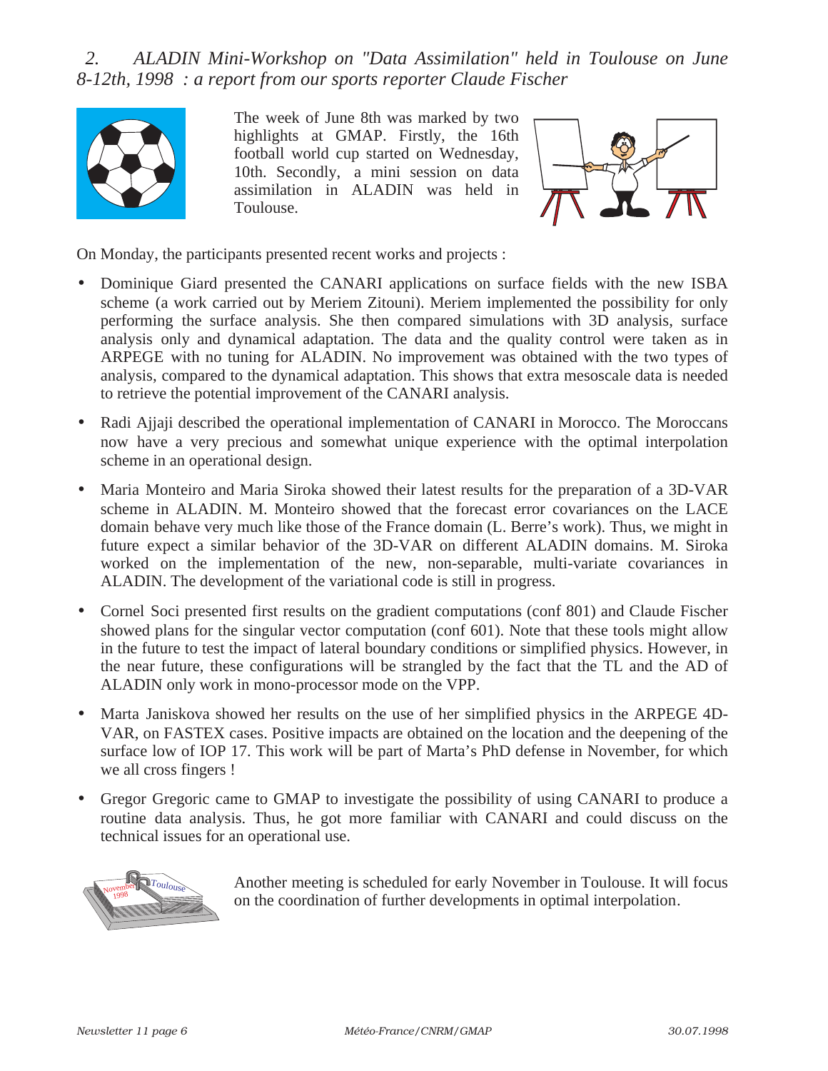## 2. *ALADIN Mini-Workshop on "Data Assimilation" held in Toulouse on June 8-12th, 1998 : a report from our sports reporter Claude Fischer*

The week of June 8th was marked by two highlights at GMAP. Firstly, the 16th football world cup started on Wednesday, 10th. Secondly, a mini session on data assimilation in ALADIN was held in Toulouse.

On Monday, the participants presented recent works and projects :

- Dominique Giard presented the CANARI applications on surface fields with the new ISBA scheme (a work carried out by Meriem Zitouni). Meriem implemented the possibility for only performing the surface analysis. She then compared simulations with 3D analysis, surface analysis only and dynamical adaptation. The data and the quality control were taken as in ARPEGE with no tuning for ALADIN. No improvement was obtained with the two types of analysis, compared to the dynamical adaptation. This shows that extra mesoscale data is needed to retrieve the potential improvement of the CANARI analysis.
- Radi Ajjaji described the operational implementation of CANARI in Morocco. The Moroccans now have a very precious and somewhat unique experience with the optimal interpolation scheme in an operational design.
- Maria Monteiro and Maria Siroka showed their latest results for the preparation of a 3D-VAR scheme in ALADIN. M. Monteiro showed that the forecast error covariances on the LACE domain behave very much like those of the France domain (L. Berre's work). Thus, we might in future expect a similar behavior of the 3D-VAR on different ALADIN domains. M. Siroka worked on the implementation of the new, non-separable, multi-variate covariances in ALADIN. The development of the variational code is still in progress.
- Cornel Soci presented first results on the gradient computations (conf 801) and Claude Fischer showed plans for the singular vector computation (conf 601). Note that these tools might allow in the future to test the impact of lateral boundary conditions or simplified physics. However, in the near future, these configurations will be strangled by the fact that the TL and the AD of ALADIN only work in mono-processor mode on the VPP.
- Marta Janiskova showed her results on the use of her simplified physics in the ARPEGE 4D-VAR, on FASTEX cases. Positive impacts are obtained on the location and the deepening of the surface low of IOP 17. This work will be part of Marta's PhD defense in November, for which we all cross fingers !
- Gregor Gregoric came to GMAP to investigate the possibility of using CANARI to produce a routine data analysis. Thus, he got more familiar with CANARI and could discuss on the technical issues for an operational use.

Another meeting is scheduled for early November in Toulouse. It will focus on the coordination of further developments in optimal interpolation.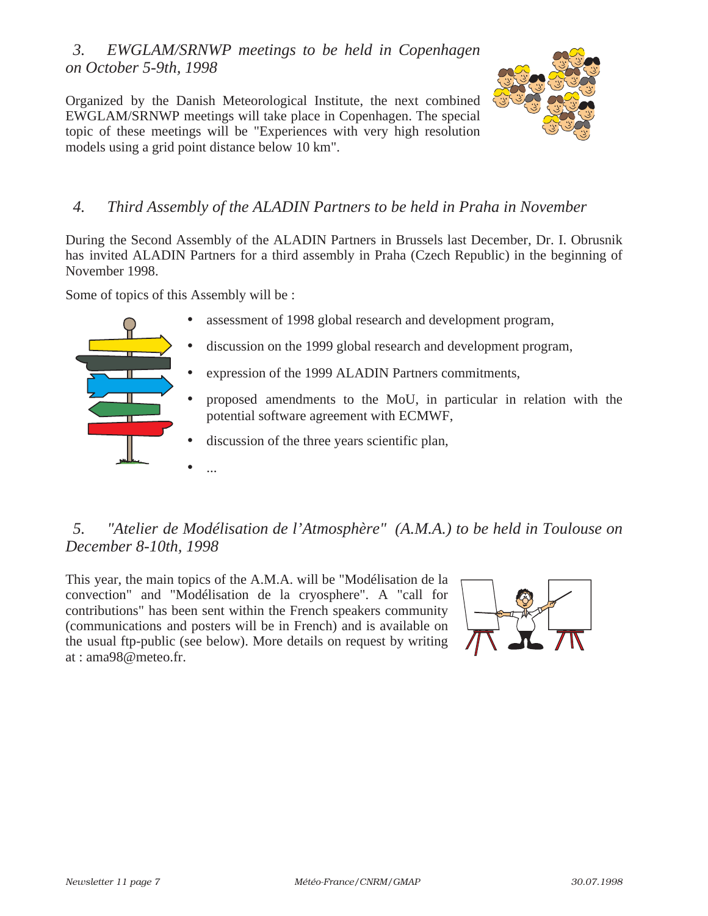### 3. EWGLAM/SRNWP meetings to be held in Copenhagen on October 5-9th, 1998

Organized by the Danish Meteorological Institute, the next combined EWGLAM/SRNWP meetings will take place in Copenhagen. The special topic of these meetings will be "Experiences with very high resolution models using a grid point distance below 10 km".

### 4. Third Assembly of the ALADIN Partners to be held in Praha in November

During the Second Assembly of the ALADIN Partners in Brussels last December, Dr. I. Obrusnik has invited ALADIN Partners for a third assembly in Praha (Czech Republic) in the beginning of November 1998.

Some of topics of this Assembly will be :

- assessment of 1998 global research and development program,
- discussion on the 1999 global research and development program,
- expression of the 1999 ALADIN Partners commitments,
- proposed amendments to the MoU, in particular in relation with the potential software agreement with ECMWF,
- discussion of the three years scientific plan,
- ...

### 5. "Atelier de Modélisation de l'Atmosphère" (A.M.A.) to be held in Toulouse on December 8-10th, 1998

This year, the main topics of the A.M.A. will be "Modélisation de la convection" and "Modélisation de la cryosphere". A "call for contributions" has been sent within the French speakers community (communications and posters will be in French) and is available on the usual ftp-public (see below). More details on request by writing at : ama98@meteo.fr.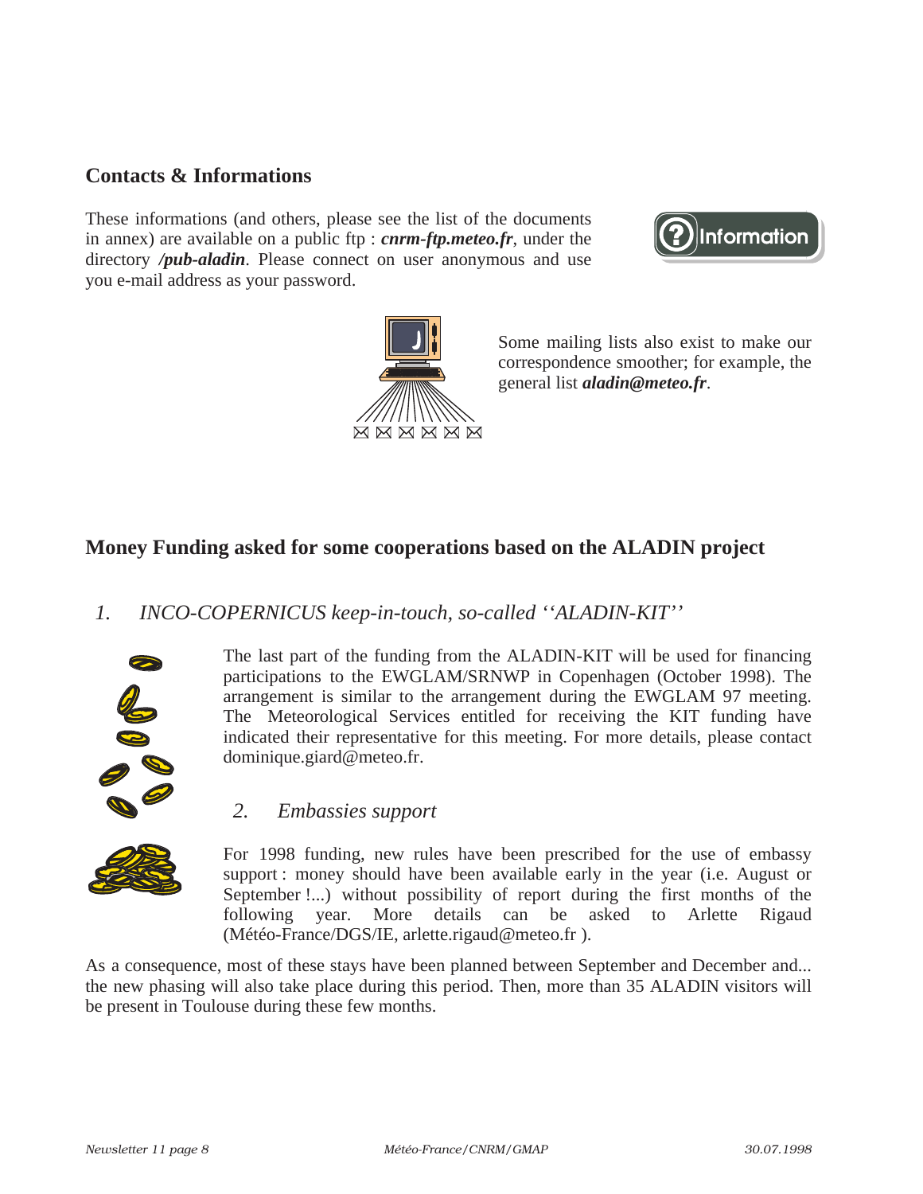## Contacts & Informations

These informations (and others, please see the list of the documents in annex) are available on a public ftp : ***cnrm-ftp.meteo.fr***, under the directory ***/pub-aladin***. Please connect on user anonymous and use you e-mail address as your password.

Some mailing lists also exist to make our correspondence smoother; for example, the general list ***aladin@meteo.fr***.

## Money Funding asked for some cooperations based on the ALADIN project

### *1. INCO-COPERNICUS keep-in-touch, so-called ''ALADIN-KIT''*

The last part of the funding from the ALADIN-KIT will be used for financing participations to the EWGLAM/SRNWP in Copenhagen (October 1998). The arrangement is similar to the arrangement during the EWGLAM 97 meeting. The Meteorological Services entitled for receiving the KIT funding have indicated their representative for this meeting. For more details, please contact dominique.giard@meteo.fr.

### *2. Embassies support*

For 1998 funding, new rules have been prescribed for the use of embassy support : money should have been available early in the year (i.e. August or September !...) without possibility of report during the first months of the following year. More details can be asked to Arlette Rigaud (Météo-France/DGS/IE, arlette.rigaud@meteo.fr ).

As a consequence, most of these stays have been planned between September and December and... the new phasing will also take place during this period. Then, more than 35 ALADIN visitors will be present in Toulouse during these few months.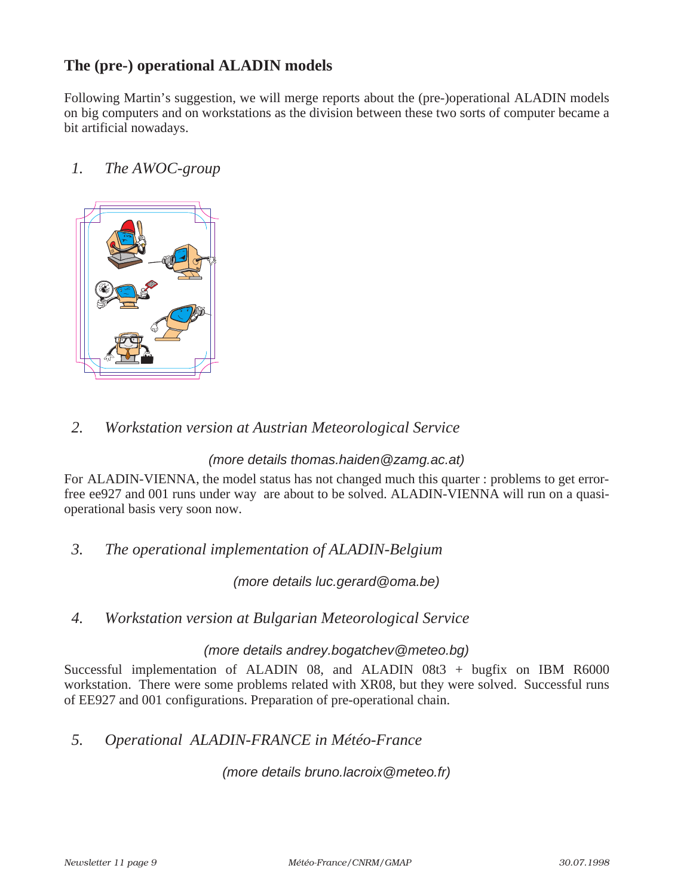## The (pre-) operational ALADIN models

Following Martin's suggestion, we will merge reports about the (pre-)operational ALADIN models on big computers and on workstations as the division between these two sorts of computer became a bit artificial nowadays.

### *1. The AWOC-group*

### *2. Workstation version at Austrian Meteorological Service*

*(more details thomas.haiden@zamg.ac.at)*

For ALADIN-VIENNA, the model status has not changed much this quarter : problems to get error-free ee927 and 001 runs under way are about to be solved. ALADIN-VIENNA will run on a quasi-operational basis very soon now.

### *3. The operational implementation of ALADIN-Belgium*

*(more details luc.gerard@oma.be)*

### *4. Workstation version at Bulgarian Meteorological Service*

*(more details andrey.bogatchev@meteo.bg)*

Successful implementation of ALADIN 08, and ALADIN 08t3 + bugfix on IBM R6000 workstation. There were some problems related with XR08, but they were solved. Successful runs of EE927 and 001 configurations. Preparation of pre-operational chain.

### *5. Operational ALADIN-FRANCE in Météo-France*

*(more details bruno.lacroix@meteo.fr)*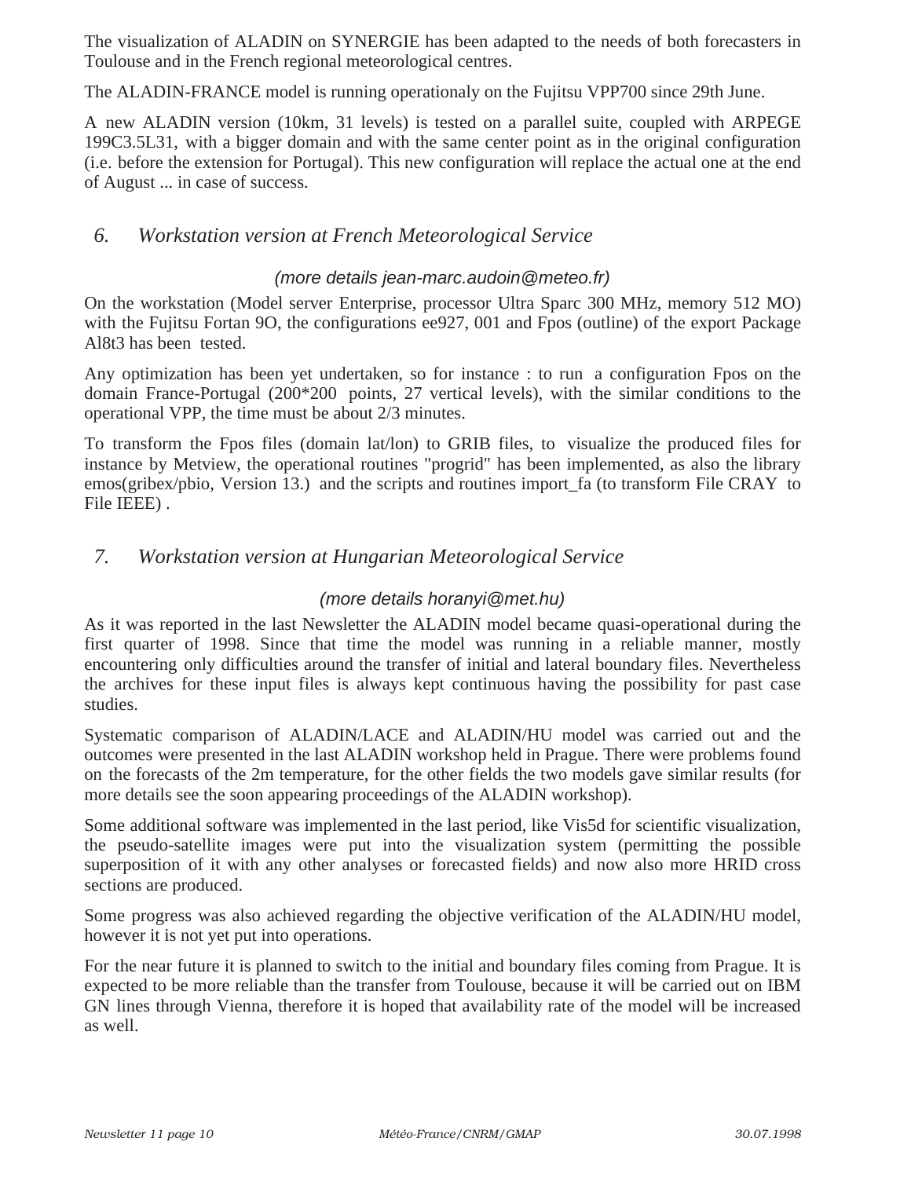The visualization of ALADIN on SYNERGIE has been adapted to the needs of both forecasters in Toulouse and in the French regional meteorological centres.

The ALADIN-FRANCE model is running operationaly on the Fujitsu VPP700 since 29th June.

A new ALADIN version (10km, 31 levels) is tested on a parallel suite, coupled with ARPEGE 199C3.5L31, with a bigger domain and with the same center point as in the original configuration (i.e. before the extension for Portugal). This new configuration will replace the actual one at the end of August ... in case of success.

## *6. Workstation version at French Meteorological Service*

*(more details jean-marc.audoin@meteo.fr)*

On the workstation (Model server Enterprise, processor Ultra Sparc 300 MHz, memory 512 MO) with the Fujitsu Fortan 9O, the configurations ee927, 001 and Fpos (outline) of the export Package Al8t3 has been tested.

Any optimization has been yet undertaken, so for instance : to run a configuration Fpos on the domain France-Portugal (200*200 points, 27 vertical levels), with the similar conditions to the operational VPP, the time must be about 2/3 minutes.

To transform the Fpos files (domain lat/lon) to GRIB files, to visualize the produced files for instance by Metview, the operational routines "progrid" has been implemented, as also the library emos(gribex/pbio, Version 13.) and the scripts and routines import_fa (to transform File CRAY to File IEEE) .

## *7. Workstation version at Hungarian Meteorological Service*

*(more details horanyi@met.hu)*

As it was reported in the last Newsletter the ALADIN model became quasi-operational during the first quarter of 1998. Since that time the model was running in a reliable manner, mostly encountering only difficulties around the transfer of initial and lateral boundary files. Nevertheless the archives for these input files is always kept continuous having the possibility for past case studies.

Systematic comparison of ALADIN/LACE and ALADIN/HU model was carried out and the outcomes were presented in the last ALADIN workshop held in Prague. There were problems found on the forecasts of the 2m temperature, for the other fields the two models gave similar results (for more details see the soon appearing proceedings of the ALADIN workshop).

Some additional software was implemented in the last period, like Vis5d for scientific visualization, the pseudo-satellite images were put into the visualization system (permitting the possible superposition of it with any other analyses or forecasted fields) and now also more HRID cross sections are produced.

Some progress was also achieved regarding the objective verification of the ALADIN/HU model, however it is not yet put into operations.

For the near future it is planned to switch to the initial and boundary files coming from Prague. It is expected to be more reliable than the transfer from Toulouse, because it will be carried out on IBM GN lines through Vienna, therefore it is hoped that availability rate of the model will be increased as well.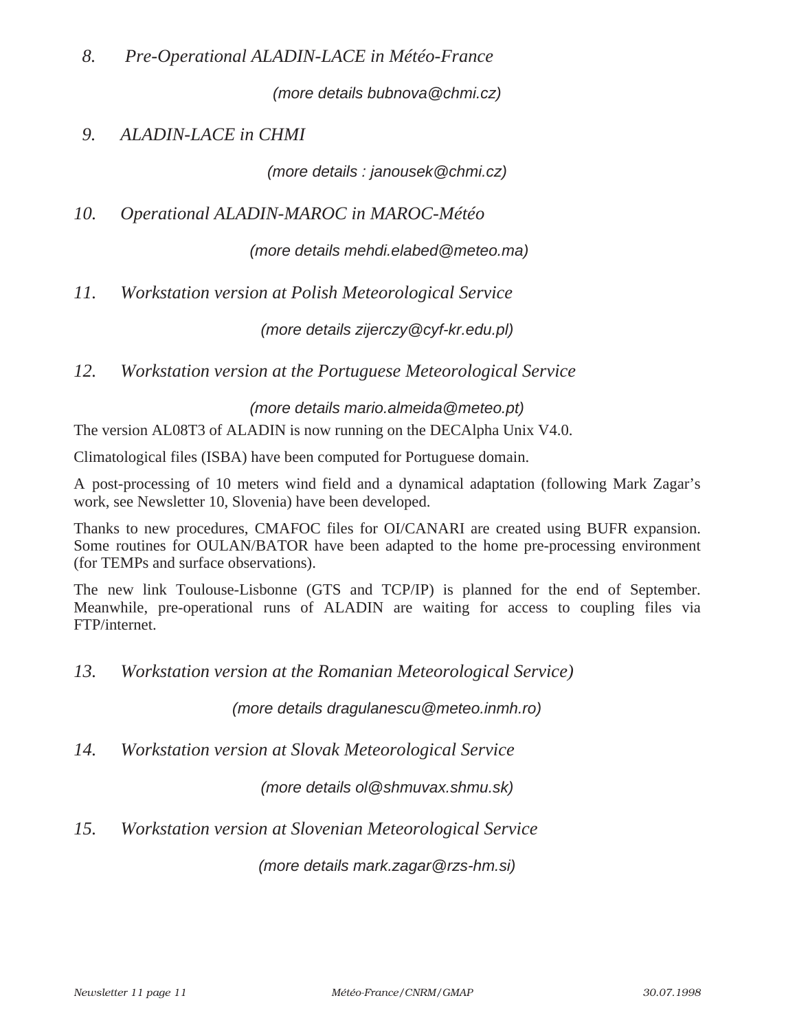## *8. Pre-Operational ALADIN-LACE in Météo-France*

*(more details bubnova@chmi.cz)*

## *9. ALADIN-LACE in CHMI*

*(more details : janousek@chmi.cz)*

## *10. Operational ALADIN-MAROC in MAROC-Météo*

*(more details mehdi.elabed@meteo.ma)*

## *11. Workstation version at Polish Meteorological Service*

*(more details zijerczy@cyf-kr.edu.pl)*

## *12. Workstation version at the Portuguese Meteorological Service*

*(more details mario.almeida@meteo.pt)*

The version AL08T3 of ALADIN is now running on the DECAlpha Unix V4.0.

Climatological files (ISBA) have been computed for Portuguese domain.

A post-processing of 10 meters wind field and a dynamical adaptation (following Mark Zagar's work, see Newsletter 10, Slovenia) have been developed.

Thanks to new procedures, CMAFOC files for OI/CANARI are created using BUFR expansion. Some routines for OULAN/BATOR have been adapted to the home pre-processing environment (for TEMPs and surface observations).

The new link Toulouse-Lisbonne (GTS and TCP/IP) is planned for the end of September. Meanwhile, pre-operational runs of ALADIN are waiting for access to coupling files via FTP/internet.

## *13. Workstation version at the Romanian Meteorological Service)*

*(more details dragulanescu@meteo.inmh.ro)*

## *14. Workstation version at Slovak Meteorological Service*

*(more details ol@shmuvax.shmu.sk)*

## *15. Workstation version at Slovenian Meteorological Service*

*(more details mark.zagar@rzs-hm.si)*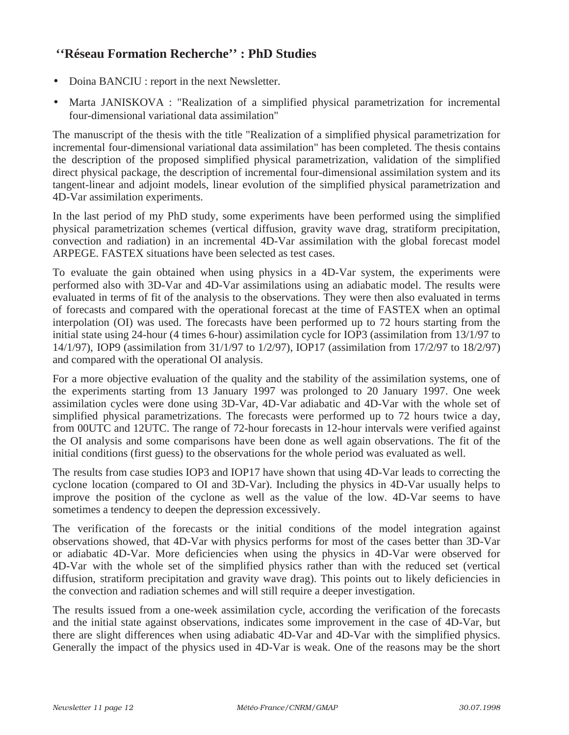## ‘‘Réseau Formation Recherche’’ : PhD Studies

- Doina BANCIU : report in the next Newsletter.
- Marta JANISKOVA : "Realization of a simplified physical parametrization for incremental four-dimensional variational data assimilation"

The manuscript of the thesis with the title "Realization of a simplified physical parametrization for incremental four-dimensional variational data assimilation" has been completed. The thesis contains the description of the proposed simplified physical parametrization, validation of the simplified direct physical package, the description of incremental four-dimensional assimilation system and its tangent-linear and adjoint models, linear evolution of the simplified physical parametrization and 4D-Var assimilation experiments.

In the last period of my PhD study, some experiments have been performed using the simplified physical parametrization schemes (vertical diffusion, gravity wave drag, stratiform precipitation, convection and radiation) in an incremental 4D-Var assimilation with the global forecast model ARPEGE. FASTEX situations have been selected as test cases.

To evaluate the gain obtained when using physics in a 4D-Var system, the experiments were performed also with 3D-Var and 4D-Var assimilations using an adiabatic model. The results were evaluated in terms of fit of the analysis to the observations. They were then also evaluated in terms of forecasts and compared with the operational forecast at the time of FASTEX when an optimal interpolation (OI) was used. The forecasts have been performed up to 72 hours starting from the initial state using 24-hour (4 times 6-hour) assimilation cycle for IOP3 (assimilation from 13/1/97 to 14/1/97), IOP9 (assimilation from 31/1/97 to 1/2/97), IOP17 (assimilation from 17/2/97 to 18/2/97) and compared with the operational OI analysis.

For a more objective evaluation of the quality and the stability of the assimilation systems, one of the experiments starting from 13 January 1997 was prolonged to 20 January 1997. One week assimilation cycles were done using 3D-Var, 4D-Var adiabatic and 4D-Var with the whole set of simplified physical parametrizations. The forecasts were performed up to 72 hours twice a day, from 00UTC and 12UTC. The range of 72-hour forecasts in 12-hour intervals were verified against the OI analysis and some comparisons have been done as well again observations. The fit of the initial conditions (first guess) to the observations for the whole period was evaluated as well.

The results from case studies IOP3 and IOP17 have shown that using 4D-Var leads to correcting the cyclone location (compared to OI and 3D-Var). Including the physics in 4D-Var usually helps to improve the position of the cyclone as well as the value of the low. 4D-Var seems to have sometimes a tendency to deepen the depression excessively.

The verification of the forecasts or the initial conditions of the model integration against observations showed, that 4D-Var with physics performs for most of the cases better than 3D-Var or adiabatic 4D-Var. More deficiencies when using the physics in 4D-Var were observed for 4D-Var with the whole set of the simplified physics rather than with the reduced set (vertical diffusion, stratiform precipitation and gravity wave drag). This points out to likely deficiencies in the convection and radiation schemes and will still require a deeper investigation.

The results issued from a one-week assimilation cycle, according the verification of the forecasts and the initial state against observations, indicates some improvement in the case of 4D-Var, but there are slight differences when using adiabatic 4D-Var and 4D-Var with the simplified physics. Generally the impact of the physics used in 4D-Var is weak. One of the reasons may be the short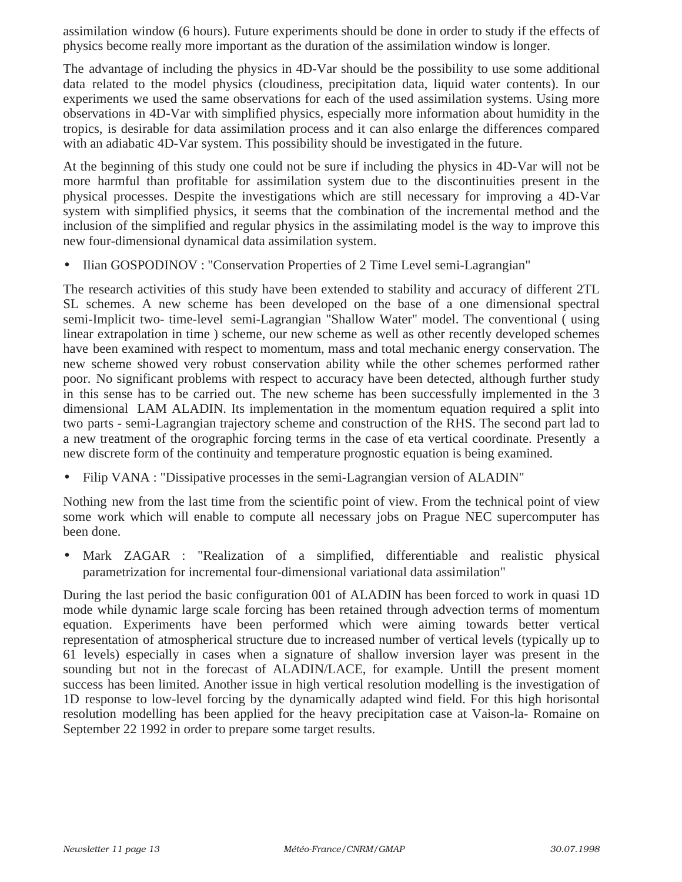assimilation window (6 hours). Future experiments should be done in order to study if the effects of physics become really more important as the duration of the assimilation window is longer.

The advantage of including the physics in 4D-Var should be the possibility to use some additional data related to the model physics (cloudiness, precipitation data, liquid water contents). In our experiments we used the same observations for each of the used assimilation systems. Using more observations in 4D-Var with simplified physics, especially more information about humidity in the tropics, is desirable for data assimilation process and it can also enlarge the differences compared with an adiabatic 4D-Var system. This possibility should be investigated in the future.

At the beginning of this study one could not be sure if including the physics in 4D-Var will not be more harmful than profitable for assimilation system due to the discontinuities present in the physical processes. Despite the investigations which are still necessary for improving a 4D-Var system with simplified physics, it seems that the combination of the incremental method and the inclusion of the simplified and regular physics in the assimilating model is the way to improve this new four-dimensional dynamical data assimilation system.

- Ilian GOSPODINOV : "Conservation Properties of 2 Time Level semi-Lagrangian"

The research activities of this study have been extended to stability and accuracy of different 2TL SL schemes. A new scheme has been developed on the base of a one dimensional spectral semi-Implicit two- time-level semi-Lagrangian "Shallow Water" model. The conventional ( using linear extrapolation in time ) scheme, our new scheme as well as other recently developed schemes have been examined with respect to momentum, mass and total mechanic energy conservation. The new scheme showed very robust conservation ability while the other schemes performed rather poor. No significant problems with respect to accuracy have been detected, although further study in this sense has to be carried out. The new scheme has been successfully implemented in the 3 dimensional LAM ALADIN. Its implementation in the momentum equation required a split into two parts - semi-Lagrangian trajectory scheme and construction of the RHS. The second part lad to a new treatment of the orographic forcing terms in the case of eta vertical coordinate. Presently a new discrete form of the continuity and temperature prognostic equation is being examined.

- Filip VANA : "Dissipative processes in the semi-Lagrangian version of ALADIN"

Nothing new from the last time from the scientific point of view. From the technical point of view some work which will enable to compute all necessary jobs on Prague NEC supercomputer has been done.

- Mark ZAGAR : "Realization of a simplified, differentiable and realistic physical parametrization for incremental four-dimensional variational data assimilation"

During the last period the basic configuration 001 of ALADIN has been forced to work in quasi 1D mode while dynamic large scale forcing has been retained through advection terms of momentum equation. Experiments have been performed which were aiming towards better vertical representation of atmospherical structure due to increased number of vertical levels (typically up to 61 levels) especially in cases when a signature of shallow inversion layer was present in the sounding but not in the forecast of ALADIN/LACE, for example. Untill the present moment success has been limited. Another issue in high vertical resolution modelling is the investigation of 1D response to low-level forcing by the dynamically adapted wind field. For this high horisontal resolution modelling has been applied for the heavy precipitation case at Vaison-la- Romaine on September 22 1992 in order to prepare some target results.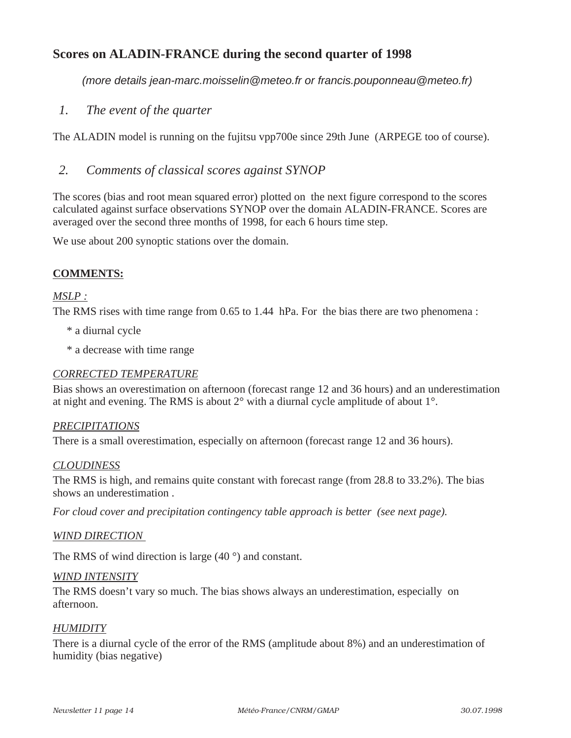## Scores on ALADIN-FRANCE during the second quarter of 1998

*(more details jean-marc.moisselin@meteo.fr or francis.pouponneau@meteo.fr)*

### *1. The event of the quarter*

The ALADIN model is running on the fujitsu vpp700e since 29th June (ARPEGE too of course).

### *2. Comments of classical scores against SYNOP*

The scores (bias and root mean squared error) plotted on the next figure correspond to the scores calculated against surface observations SYNOP over the domain ALADIN-FRANCE. Scores are averaged over the second three months of 1998, for each 6 hours time step.

We use about 200 synoptic stations over the domain.

**COMMENTS:**

*MSLP :*

The RMS rises with time range from 0.65 to 1.44 hPa. For the bias there are two phenomena :

- * a diurnal cycle
- * a decrease with time range

*CORRECTED TEMPERATURE*

Bias shows an overestimation on afternoon (forecast range 12 and 36 hours) and an underestimation at night and evening. The RMS is about 2° with a diurnal cycle amplitude of about 1°.

*PRECIPITATIONS*

There is a small overestimation, especially on afternoon (forecast range 12 and 36 hours).

*CLOUDINESS*

The RMS is high, and remains quite constant with forecast range (from 28.8 to 33.2%). The bias shows an underestimation .

*For cloud cover and precipitation contingency table approach is better (see next page).*

*WIND DIRECTION*

The RMS of wind direction is large (40 °) and constant.

*WIND INTENSITY*

The RMS doesn't vary so much. The bias shows always an underestimation, especially on afternoon.

*HUMIDITY*

There is a diurnal cycle of the error of the RMS (amplitude about 8%) and an underestimation of humidity (bias negative)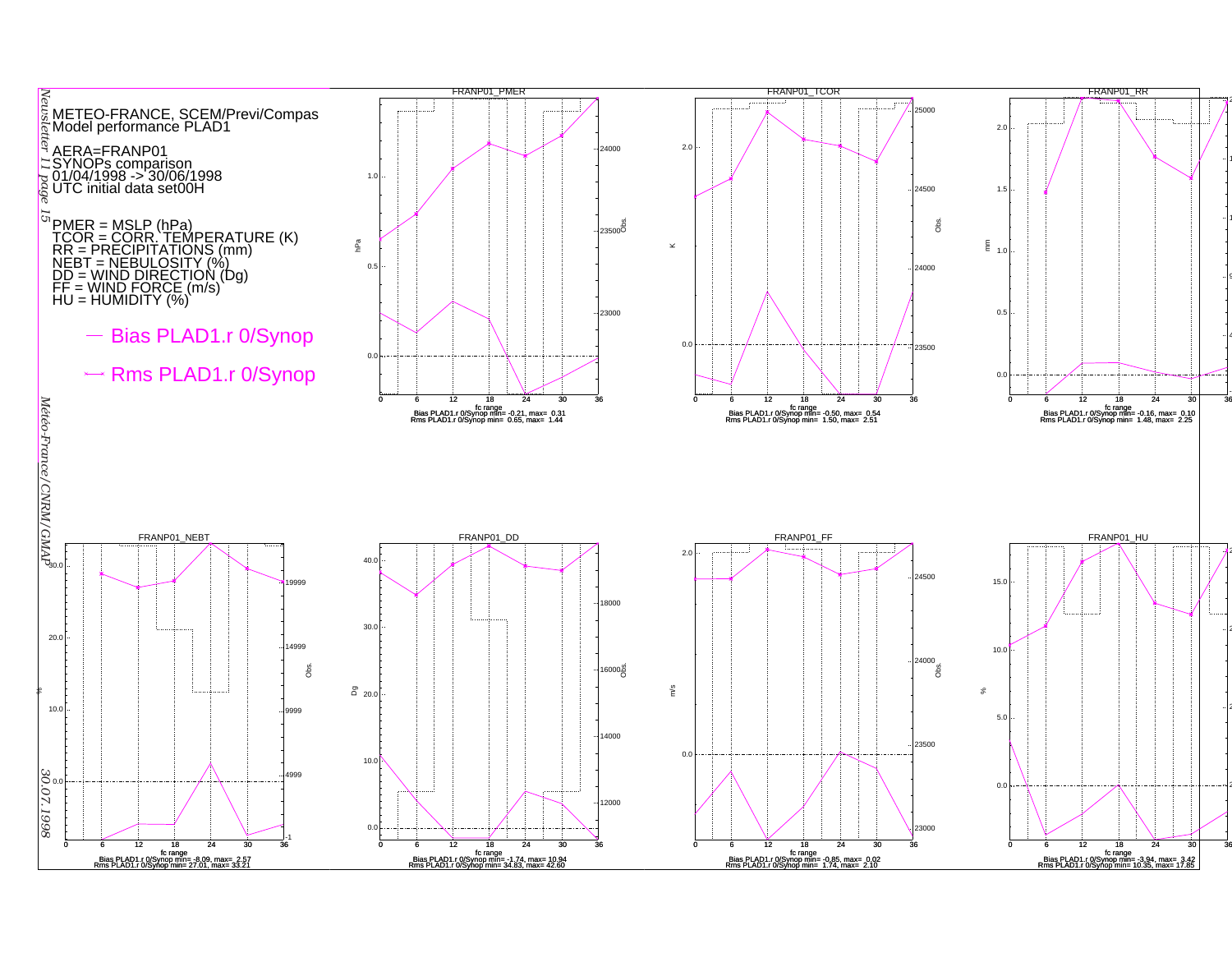METEO-FRANCE, SCEM/Previ/Compas
Model performance PLAD1

AERA=FRANP01
SYNOPs comparison
01/04/1998 -> 30/06/1998
UTC initial data set00H

PMER = MSLP (hPa)
TCOR = CORR. TEMPERATURE (K)
RR = PRECIPITATIONS (mm)
NEBT = NEBULOSITY (%)
DD = WIND DIRECTION (Dg)
FF = WIND FORCE (m/s)
HU = HUMIDITY (%)

— Bias PLAD1.r 0/Synop

—* Rms PLAD1.r 0/Synop

FRANP01_PMER

Bias PLAD1.r 0/Synop min= -0.21, max= 0.31
Rms PLAD1.r 0/Synop min= 0.65, max= 1.44

FRANP01_TCOR

Bias PLAD1.r 0/Synop min= -0.50, max= 0.54
Rms PLAD1.r 0/Synop min= 1.50, max= 2.51

FRANP01_RR

Bias PLAD1.r 0/Synop min= -0.16, max= 0.10
Rms PLAD1.r 0/Synop min= 1.48, max= 2.25

FRANP01_NEBT

Bias PLAD1.r 0/Synop min= -8.09, max= 2.57
Rms PLAD1.r 0/Synop min= 27.01, max= 33.21

FRANP01_DD

Bias PLAD1.r 0/Synop min= -1.74, max= 10.94
Rms PLAD1.r 0/Synop min= 34.83, max= 42.60

FRANP01_FF

Bias PLAD1.r 0/Synop min= -0.85, max= 0.02
Rms PLAD1.r 0/Synop min= 1.74, max= 2.10

FRANP01_HU

Bias PLAD1.r 0/Synop min= -3.94, max= 3.42
Rms PLAD1.r 0/Synop min= 10.35, max= 17.85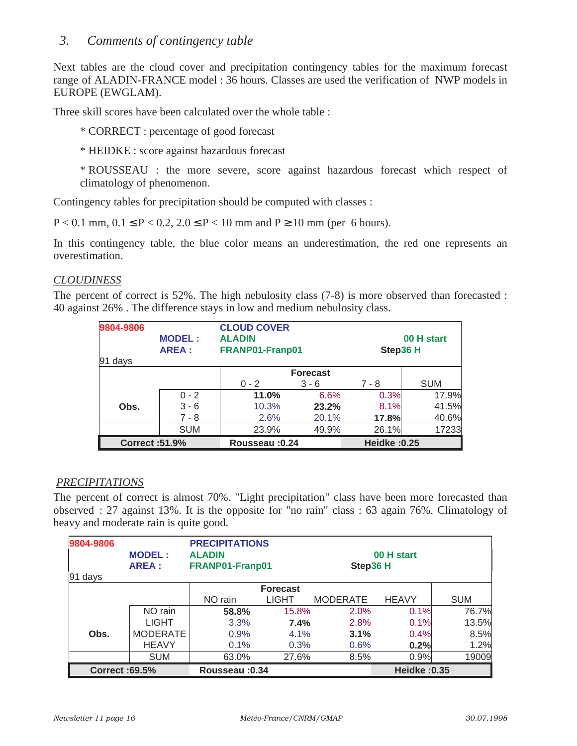## 3. *Comments of contingency table*

Next tables are the cloud cover and precipitation contingency tables for the maximum forecast range of ALADIN-FRANCE model : 36 hours. Classes are used the verification of NWP models in EUROPE (EWGLAM).

Three skill scores have been calculated over the whole table :

* CORRECT : percentage of good forecast

* HEIDKE : score against hazardous forecast

* ROUSSEAU : the more severe, score against hazardous forecast which respect of climatology of phenomenon.

Contingency tables for precipitation should be computed with classes :

P < 0.1 mm, 0.1 ≤ P < 0.2, 2.0 ≤ P < 10 mm and P ≥ 10 mm (per 6 hours).

In this contingency table, the blue color means an underestimation, the red one represents an overestimation.

*CLOUDINESS*

The percent of correct is 52%. The high nebulosity class (7-8) is more observed than forecasted : 40 against 26% . The difference stays in low and medium nebulosity class.

| 9804-9806 | MODEL : | CLOUD COVER ALADIN | | 00 H start | |
|---|---|---|---|---|---|
| 91 days | AREA : | FRANP01-Franp01 | | Step36 H | |
| | | **Forecast** | | | |
| | | 0 - 2 | 3 - 6 | 7 - 8 | SUM |
| **Obs.** | 0 - 2 | **11.0%** | 6.6% | 0.3% | 17.9% |
| | 3 - 6 | 10.3% | **23.2%** | 8.1% | 41.5% |
| | 7 - 8 | 2.6% | 20.1% | **17.8%** | 40.6% |
| | SUM | 23.9% | 49.9% | 26.1% | 17233 |
| **Correct :51.9%** | | **Rousseau :0.24** | | **Heidke :0.25** | |

*PRECIPITATIONS*

The percent of correct is almost 70%. "Light precipitation" class have been more forecasted than observed : 27 against 13%. It is the opposite for "no rain" class : 63 again 76%. Climatology of heavy and moderate rain is quite good.

| 9804-9806 | MODEL : | PRECIPITATIONS ALADIN | | | 00 H start | |
|---|---|---|---|---|---|---|
| 91 days | AREA : | FRANP01-Franp01 | | | Step36 H | |
| | | | **Forecast** | | | |
| | | NO rain | LIGHT | MODERATE | HEAVY | SUM |
| **Obs.** | NO rain | **58.8%** | 15.8% | 2.0% | 0.1% | 76.7% |
| | LIGHT | 3.3% | **7.4%** | 2.8% | 0.1% | 13.5% |
| | MODERATE | 0.9% | 4.1% | **3.1%** | 0.4% | 8.5% |
| | HEAVY | 0.1% | 0.3% | 0.6% | **0.2%** | 1.2% |
| | SUM | 63.0% | 27.6% | 8.5% | 0.9% | 19009 |
| **Correct :69.5%** | | **Rousseau :0.34** | | | **Heidke :0.35** | |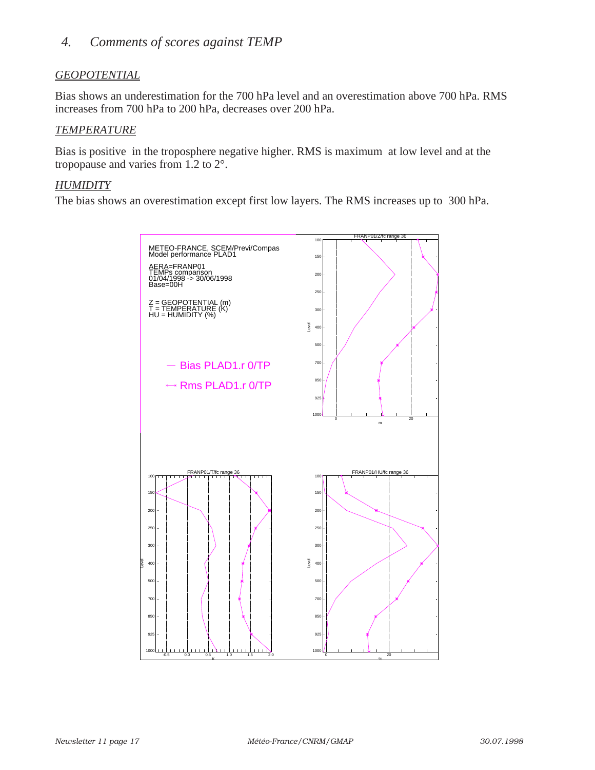## 4. *Comments of scores against TEMP*

### *GEOPOTENTIAL*

Bias shows an underestimation for the 700 hPa level and an overestimation above 700 hPa. RMS increases from 700 hPa to 200 hPa, decreases over 200 hPa.

### *TEMPERATURE*

Bias is positive in the troposphere negative higher. RMS is maximum at low level and at the tropopause and varies from 1.2 to 2°.

### *HUMIDITY*

The bias shows an overestimation except first low layers. The RMS increases up to 300 hPa.

METEO-FRANCE, SCEM/Previ/Compas
Model performance PLAD1

AERA=FRANP01
TEMPs comparison
01/04/1998 -> 30/06/1998
Base=00H

Z = GEOPOTENTIAL (m)
T = TEMPERATURE (K)
HU = HUMIDITY (%)

— Bias PLAD1.r 0/TP
—*— Rms PLAD1.r 0/TP

FRANP01/Z/fc range 36

FRANP01/T/fc range 36

FRANP01/HU/fc range 36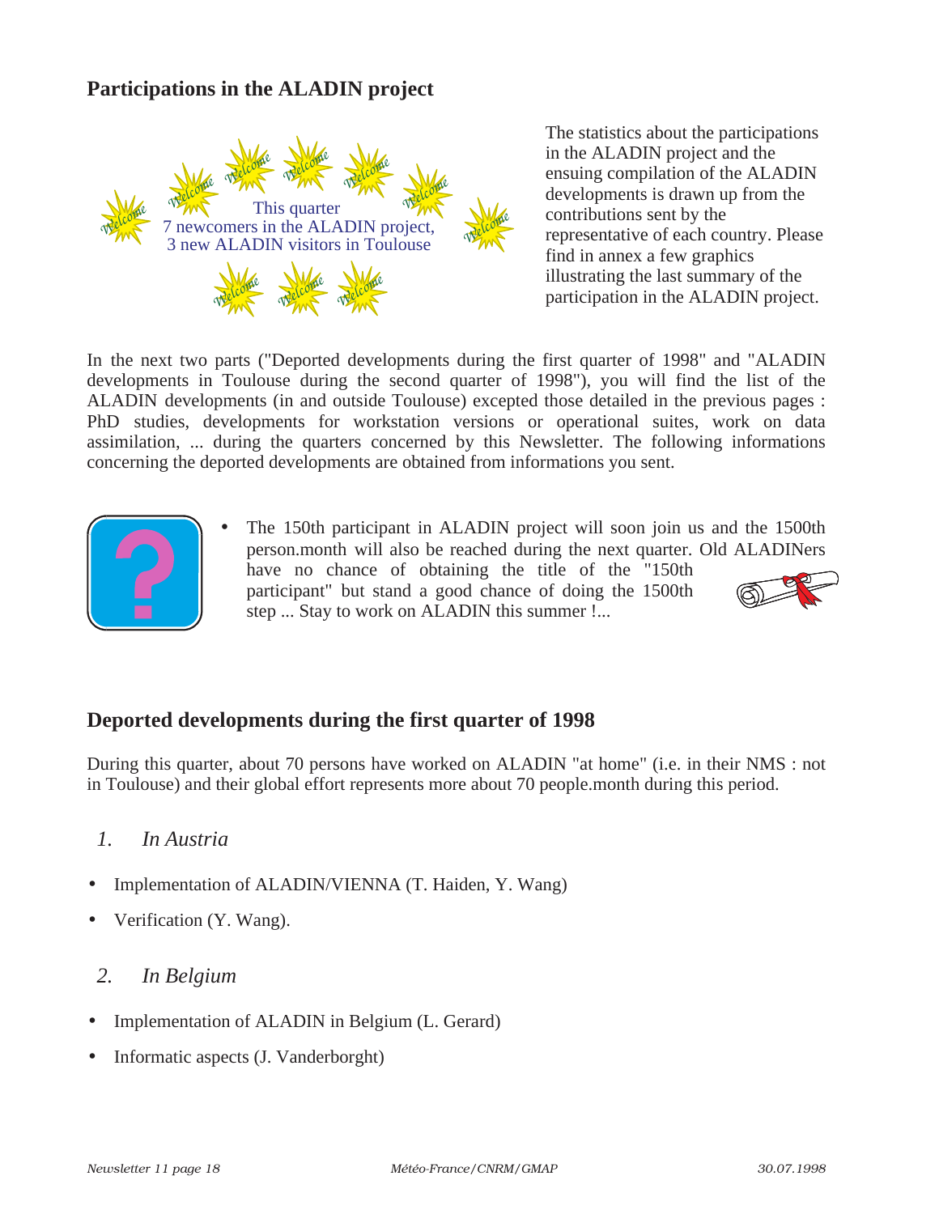## Participations in the ALADIN project

This quarter
7 newcomers in the ALADIN project,
3 new ALADIN visitors in Toulouse

The statistics about the participations in the ALADIN project and the ensuing compilation of the ALADIN developments is drawn up from the contributions sent by the representative of each country. Please find in annex a few graphics illustrating the last summary of the participation in the ALADIN project.

In the next two parts ("Deported developments during the first quarter of 1998" and "ALADIN developments in Toulouse during the second quarter of 1998"), you will find the list of the ALADIN developments (in and outside Toulouse) excepted those detailed in the previous pages : PhD studies, developments for workstation versions or operational suites, work on data assimilation, ... during the quarters concerned by this Newsletter. The following informations concerning the deported developments are obtained from informations you sent.

- The 150th participant in ALADIN project will soon join us and the 1500th person.month will also be reached during the next quarter. Old ALADINers have no chance of obtaining the title of the "150th participant" but stand a good chance of doing the 1500th step ... Stay to work on ALADIN this summer !...

## Deported developments during the first quarter of 1998

During this quarter, about 70 persons have worked on ALADIN "at home" (i.e. in their NMS : not in Toulouse) and their global effort represents more about 70 people.month during this period.

### *1. In Austria*

- Implementation of ALADIN/VIENNA (T. Haiden, Y. Wang)
- Verification (Y. Wang).

### *2. In Belgium*

- Implementation of ALADIN in Belgium (L. Gerard)
- Informatic aspects (J. Vanderborght)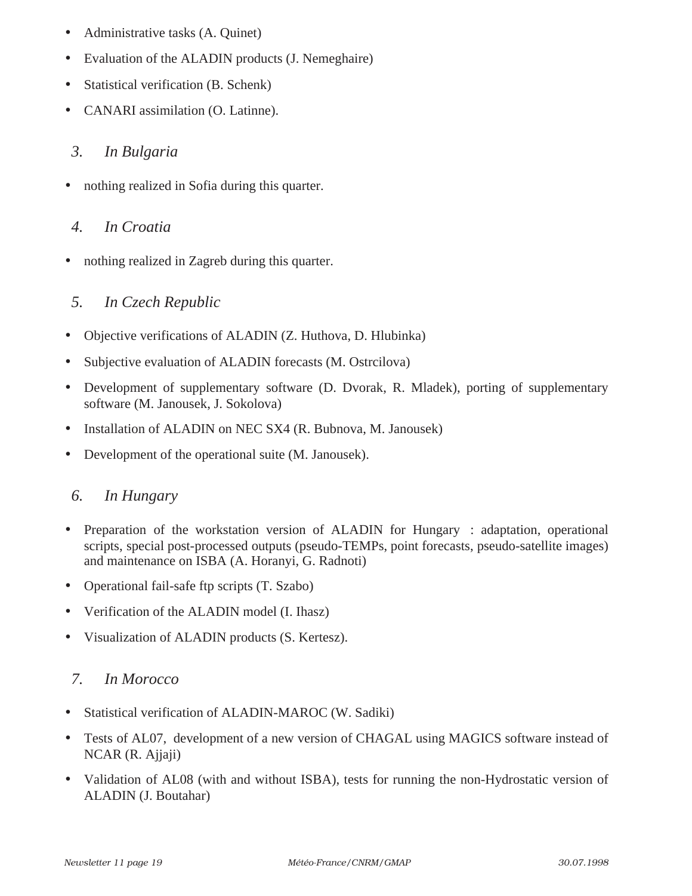- Administrative tasks (A. Quinet)
- Evaluation of the ALADIN products (J. Nemeghaire)
- Statistical verification (B. Schenk)
- CANARI assimilation (O. Latinne).

### *3. In Bulgaria*

- nothing realized in Sofia during this quarter.

### *4. In Croatia*

- nothing realized in Zagreb during this quarter.

### *5. In Czech Republic*

- Objective verifications of ALADIN (Z. Huthova, D. Hlubinka)
- Subjective evaluation of ALADIN forecasts (M. Ostrcilova)
- Development of supplementary software (D. Dvorak, R. Mladek), porting of supplementary software (M. Janousek, J. Sokolova)
- Installation of ALADIN on NEC SX4 (R. Bubnova, M. Janousek)
- Development of the operational suite (M. Janousek).

### *6. In Hungary*

- Preparation of the workstation version of ALADIN for Hungary : adaptation, operational scripts, special post-processed outputs (pseudo-TEMPs, point forecasts, pseudo-satellite images) and maintenance on ISBA (A. Horanyi, G. Radnoti)
- Operational fail-safe ftp scripts (T. Szabo)
- Verification of the ALADIN model (I. Ihasz)
- Visualization of ALADIN products (S. Kertesz).

### *7. In Morocco*

- Statistical verification of ALADIN-MAROC (W. Sadiki)
- Tests of AL07, development of a new version of CHAGAL using MAGICS software instead of NCAR (R. Ajjaji)
- Validation of AL08 (with and without ISBA), tests for running the non-Hydrostatic version of ALADIN (J. Boutahar)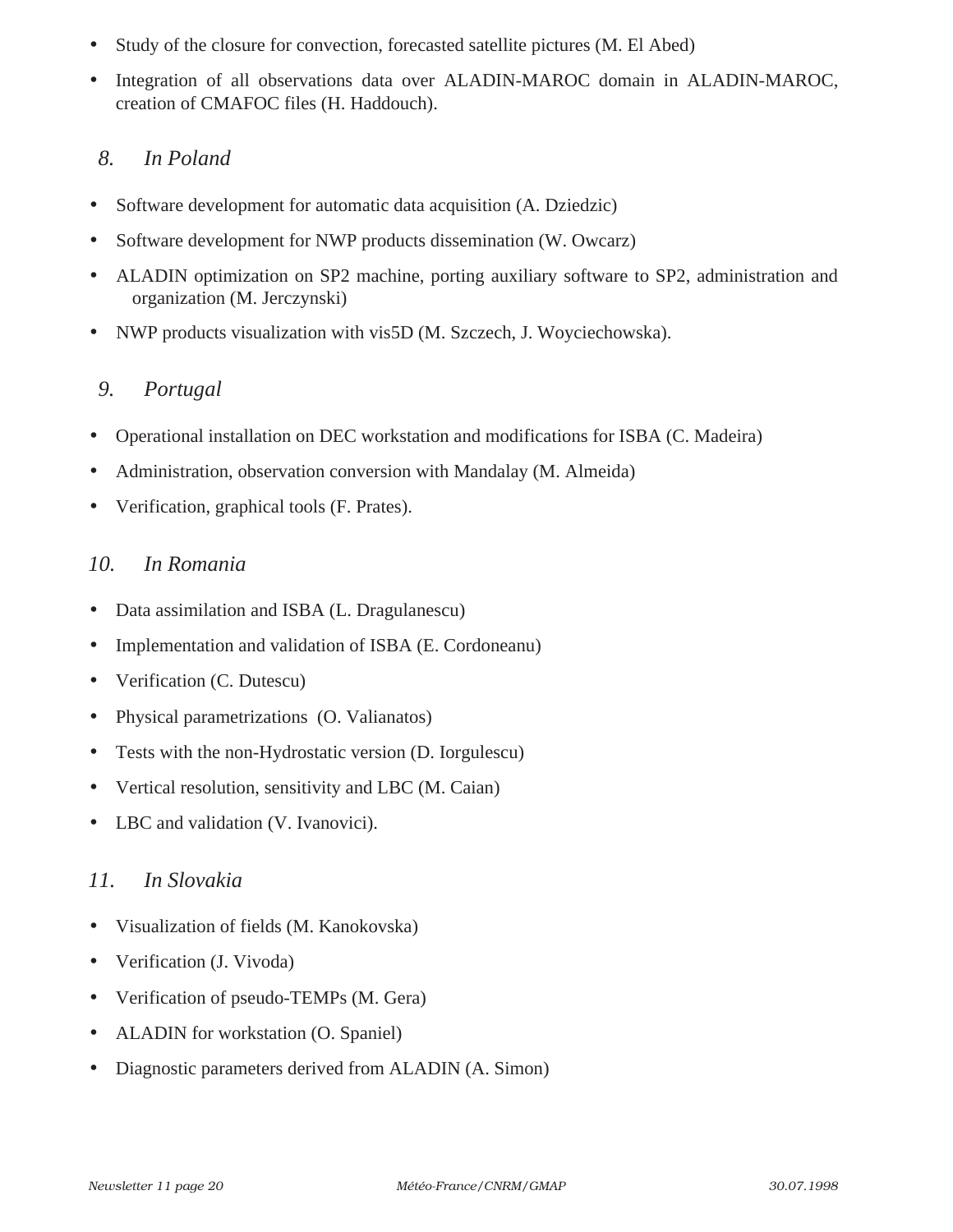- Study of the closure for convection, forecasted satellite pictures (M. El Abed)
- Integration of all observations data over ALADIN-MAROC domain in ALADIN-MAROC, creation of CMAFOC files (H. Haddouch).

### *8. In Poland*

- Software development for automatic data acquisition (A. Dziedzic)
- Software development for NWP products dissemination (W. Owcarz)
- ALADIN optimization on SP2 machine, porting auxiliary software to SP2, administration and organization (M. Jerczynski)
- NWP products visualization with vis5D (M. Szczech, J. Woyciechowska).

### *9. Portugal*

- Operational installation on DEC workstation and modifications for ISBA (C. Madeira)
- Administration, observation conversion with Mandalay (M. Almeida)
- Verification, graphical tools (F. Prates).

### *10. In Romania*

- Data assimilation and ISBA (L. Dragulanescu)
- Implementation and validation of ISBA (E. Cordoneanu)
- Verification (C. Dutescu)
- Physical parametrizations (O. Valianatos)
- Tests with the non-Hydrostatic version (D. Iorgulescu)
- Vertical resolution, sensitivity and LBC (M. Caian)
- LBC and validation (V. Ivanovici).

### *11. In Slovakia*

- Visualization of fields (M. Kanokovska)
- Verification (J. Vivoda)
- Verification of pseudo-TEMPs (M. Gera)
- ALADIN for workstation (O. Spaniel)
- Diagnostic parameters derived from ALADIN (A. Simon)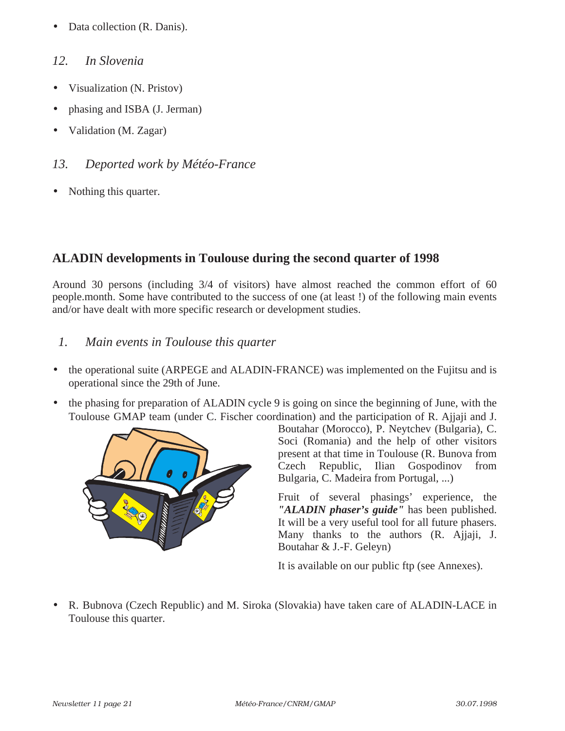- Data collection (R. Danis).

### *12. In Slovenia*

- Visualization (N. Pristov)
- phasing and ISBA (J. Jerman)
- Validation (M. Zagar)

### *13. Deported work by Météo-France*

- Nothing this quarter.

## ALADIN developments in Toulouse during the second quarter of 1998

Around 30 persons (including 3/4 of visitors) have almost reached the common effort of 60 people.month. Some have contributed to the success of one (at least !) of the following main events and/or have dealt with more specific research or development studies.

### *1. Main events in Toulouse this quarter*

- the operational suite (ARPEGE and ALADIN-FRANCE) was implemented on the Fujitsu and is operational since the 29th of June.
- the phasing for preparation of ALADIN cycle 9 is going on since the beginning of June, with the Toulouse GMAP team (under C. Fischer coordination) and the participation of R. Ajjaji and J. Boutahar (Morocco), P. Neytchev (Bulgaria), C. Soci (Romania) and the help of other visitors present at that time in Toulouse (R. Bunova from Czech Republic, Ilian Gospodinov from Bulgaria, C. Madeira from Portugal, ...)

  Fruit of several phasings' experience, the ***"ALADIN phaser's guide"*** has been published. It will be a very useful tool for all future phasers. Many thanks to the authors (R. Ajjaji, J. Boutahar & J.-F. Geleyn)

  It is available on our public ftp (see Annexes).

- R. Bubnova (Czech Republic) and M. Siroka (Slovakia) have taken care of ALADIN-LACE in Toulouse this quarter.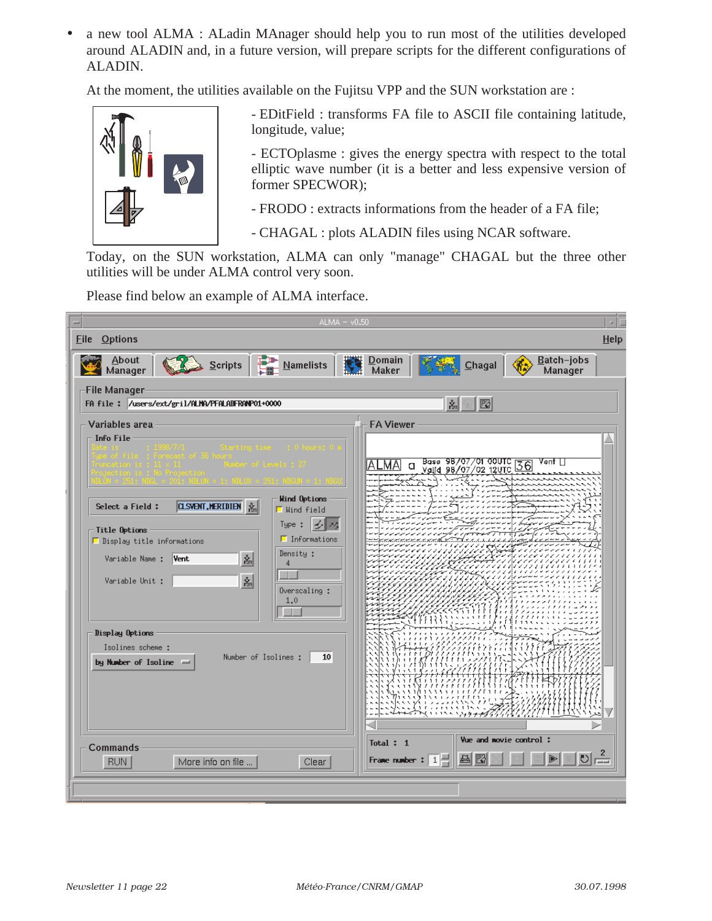- a new tool ALMA : ALadin MAnager should help you to run most of the utilities developed around ALADIN and, in a future version, will prepare scripts for the different configurations of ALADIN.

  At the moment, the utilities available on the Fujitsu VPP and the SUN workstation are :

  - EDitField : transforms FA file to ASCII file containing latitude, longitude, value;

  - ECTOplasme : gives the energy spectra with respect to the total elliptic wave number (it is a better and less expensive version of former SPECWOR);

  - FRODO : extracts informations from the header of a FA file;

  - CHAGAL : plots ALADIN files using NCAR software.

  Today, on the SUN workstation, ALMA can only "manage" CHAGAL but the three other utilities will be under ALMA control very soon.

  Please find below an example of ALMA interface.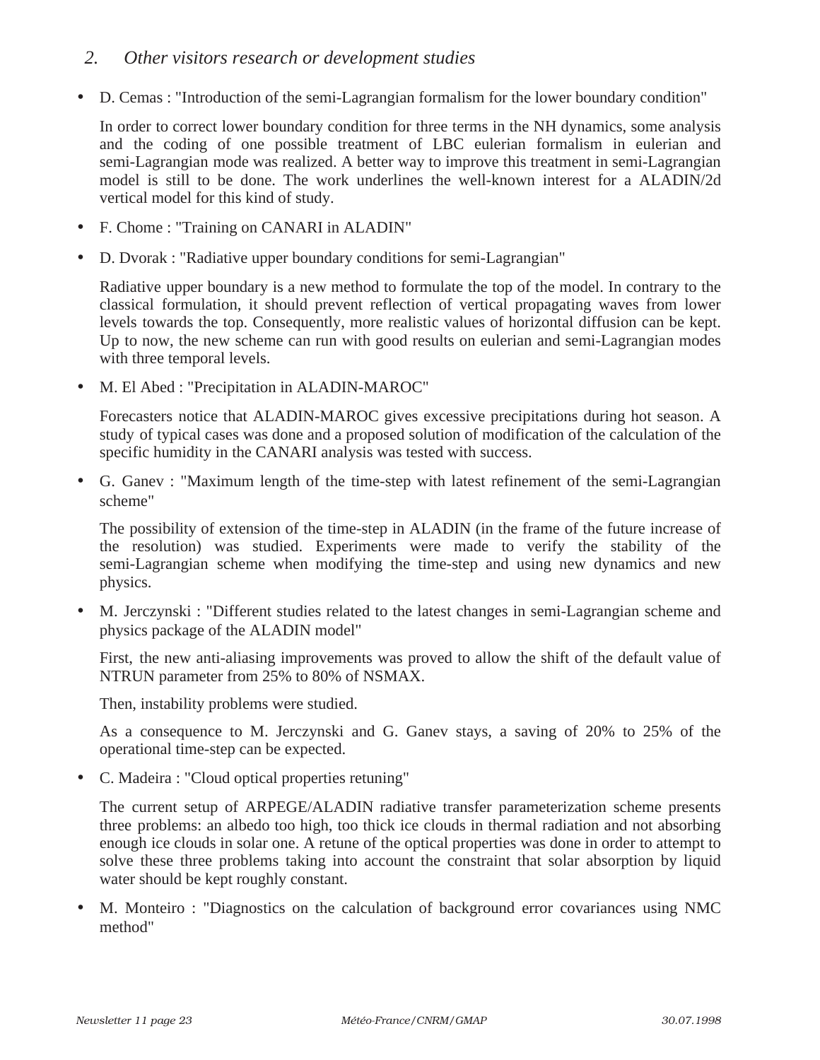## 2. *Other visitors research or development studies*

- D. Cemas : "Introduction of the semi-Lagrangian formalism for the lower boundary condition"

  In order to correct lower boundary condition for three terms in the NH dynamics, some analysis and the coding of one possible treatment of LBC eulerian formalism in eulerian and semi-Lagrangian mode was realized. A better way to improve this treatment in semi-Lagrangian model is still to be done. The work underlines the well-known interest for a ALADIN/2d vertical model for this kind of study.

- F. Chome : "Training on CANARI in ALADIN"

- D. Dvorak : "Radiative upper boundary conditions for semi-Lagrangian"

  Radiative upper boundary is a new method to formulate the top of the model. In contrary to the classical formulation, it should prevent reflection of vertical propagating waves from lower levels towards the top. Consequently, more realistic values of horizontal diffusion can be kept. Up to now, the new scheme can run with good results on eulerian and semi-Lagrangian modes with three temporal levels.

- M. El Abed : "Precipitation in ALADIN-MAROC"

  Forecasters notice that ALADIN-MAROC gives excessive precipitations during hot season. A study of typical cases was done and a proposed solution of modification of the calculation of the specific humidity in the CANARI analysis was tested with success.

- G. Ganev : "Maximum length of the time-step with latest refinement of the semi-Lagrangian scheme"

  The possibility of extension of the time-step in ALADIN (in the frame of the future increase of the resolution) was studied. Experiments were made to verify the stability of the semi-Lagrangian scheme when modifying the time-step and using new dynamics and new physics.

- M. Jerczynski : "Different studies related to the latest changes in semi-Lagrangian scheme and physics package of the ALADIN model"

  First, the new anti-aliasing improvements was proved to allow the shift of the default value of NTRUN parameter from 25% to 80% of NSMAX.

  Then, instability problems were studied.

  As a consequence to M. Jerczynski and G. Ganev stays, a saving of 20% to 25% of the operational time-step can be expected.

- C. Madeira : "Cloud optical properties retuning"

  The current setup of ARPEGE/ALADIN radiative transfer parameterization scheme presents three problems: an albedo too high, too thick ice clouds in thermal radiation and not absorbing enough ice clouds in solar one. A retune of the optical properties was done in order to attempt to solve these three problems taking into account the constraint that solar absorption by liquid water should be kept roughly constant.

- M. Monteiro : "Diagnostics on the calculation of background error covariances using NMC method"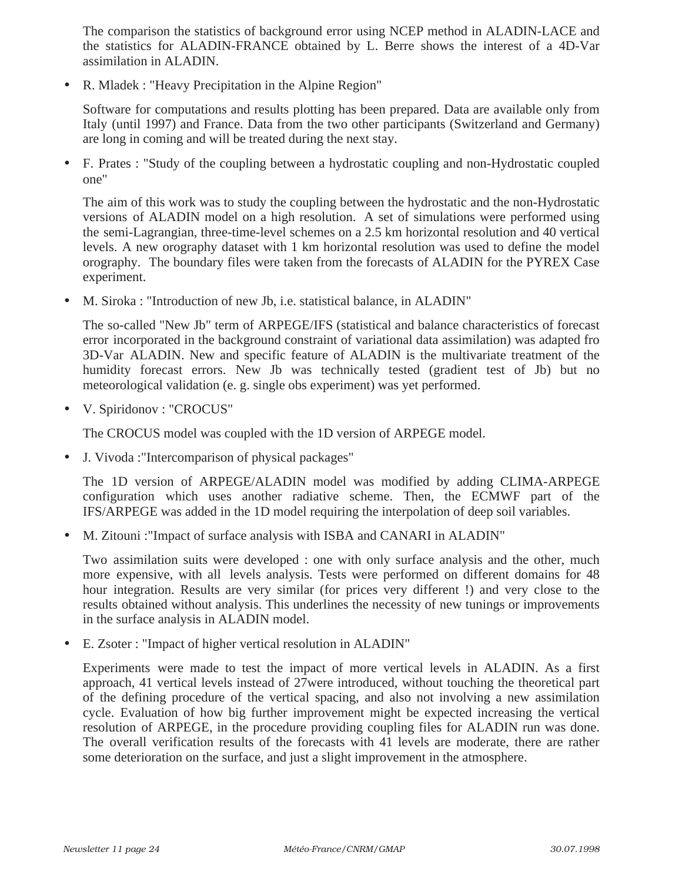The comparison the statistics of background error using NCEP method in ALADIN-LACE and the statistics for ALADIN-FRANCE obtained by L. Berre shows the interest of a 4D-Var assimilation in ALADIN.

- R. Mladek : "Heavy Precipitation in the Alpine Region"

  Software for computations and results plotting has been prepared. Data are available only from Italy (until 1997) and France. Data from the two other participants (Switzerland and Germany) are long in coming and will be treated during the next stay.

- F. Prates : "Study of the coupling between a hydrostatic coupling and non-Hydrostatic coupled one"

  The aim of this work was to study the coupling between the hydrostatic and the non-Hydrostatic versions of ALADIN model on a high resolution. A set of simulations were performed using the semi-Lagrangian, three-time-level schemes on a 2.5 km horizontal resolution and 40 vertical levels. A new orography dataset with 1 km horizontal resolution was used to define the model orography. The boundary files were taken from the forecasts of ALADIN for the PYREX Case experiment.

- M. Siroka : "Introduction of new Jb, i.e. statistical balance, in ALADIN"

  The so-called "New Jb" term of ARPEGE/IFS (statistical and balance characteristics of forecast error incorporated in the background constraint of variational data assimilation) was adapted fro 3D-Var ALADIN. New and specific feature of ALADIN is the multivariate treatment of the humidity forecast errors. New Jb was technically tested (gradient test of Jb) but no meteorological validation (e. g. single obs experiment) was yet performed.

- V. Spiridonov : "CROCUS"

  The CROCUS model was coupled with the 1D version of ARPEGE model.

- J. Vivoda :"Intercomparison of physical packages"

  The 1D version of ARPEGE/ALADIN model was modified by adding CLIMA-ARPEGE configuration which uses another radiative scheme. Then, the ECMWF part of the IFS/ARPEGE was added in the 1D model requiring the interpolation of deep soil variables.

- M. Zitouni :"Impact of surface analysis with ISBA and CANARI in ALADIN"

  Two assimilation suits were developed : one with only surface analysis and the other, much more expensive, with all levels analysis. Tests were performed on different domains for 48 hour integration. Results are very similar (for prices very different !) and very close to the results obtained without analysis. This underlines the necessity of new tunings or improvements in the surface analysis in ALADIN model.

- E. Zsoter : "Impact of higher vertical resolution in ALADIN"

  Experiments were made to test the impact of more vertical levels in ALADIN. As a first approach, 41 vertical levels instead of 27were introduced, without touching the theoretical part of the defining procedure of the vertical spacing, and also not involving a new assimilation cycle. Evaluation of how big further improvement might be expected increasing the vertical resolution of ARPEGE, in the procedure providing coupling files for ALADIN run was done. The overall verification results of the forecasts with 41 levels are moderate, there are rather some deterioration on the surface, and just a slight improvement in the atmosphere.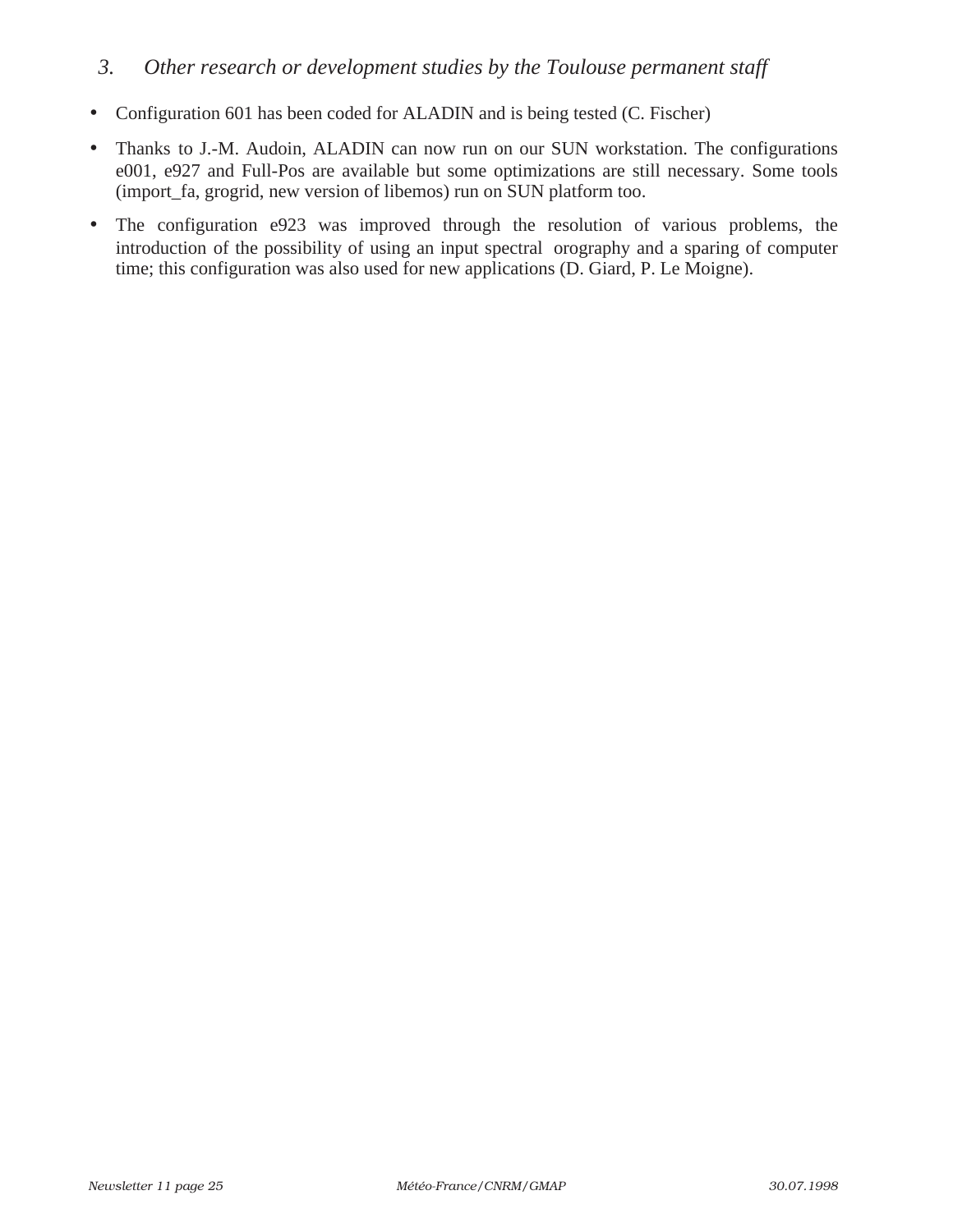## *3. Other research or development studies by the Toulouse permanent staff*

- Configuration 601 has been coded for ALADIN and is being tested (C. Fischer)
- Thanks to J.-M. Audoin, ALADIN can now run on our SUN workstation. The configurations e001, e927 and Full-Pos are available but some optimizations are still necessary. Some tools (import_fa, grogrid, new version of libemos) run on SUN platform too.
- The configuration e923 was improved through the resolution of various problems, the introduction of the possibility of using an input spectral orography and a sparing of computer time; this configuration was also used for new applications (D. Giard, P. Le Moigne).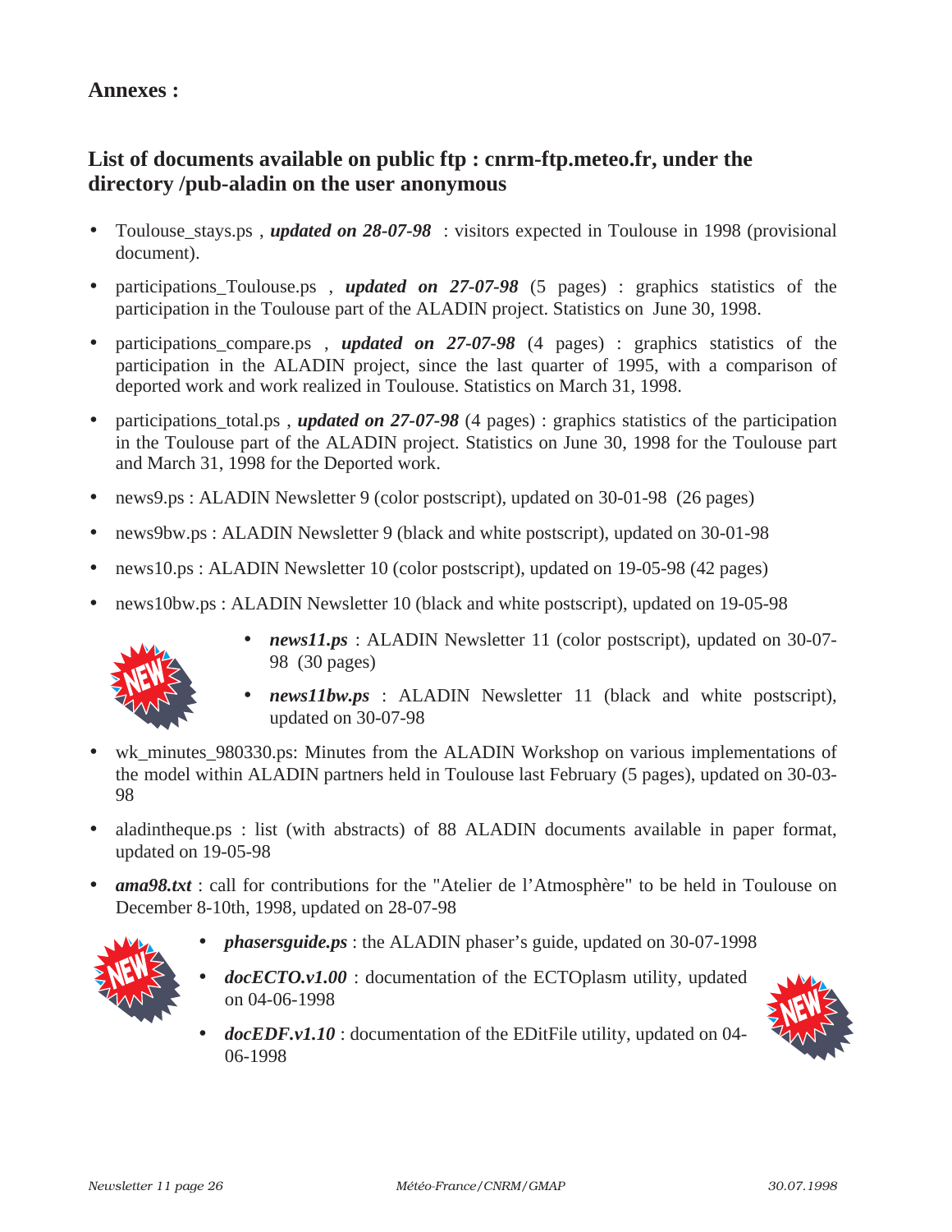## Annexes :

## List of documents available on public ftp : cnrm-ftp.meteo.fr, under the directory /pub-aladin on the user anonymous

- Toulouse_stays.ps , ***updated on 28-07-98*** : visitors expected in Toulouse in 1998 (provisional document).
- participations_Toulouse.ps , ***updated on 27-07-98*** (5 pages) : graphics statistics of the participation in the Toulouse part of the ALADIN project. Statistics on June 30, 1998.
- participations_compare.ps , ***updated on 27-07-98*** (4 pages) : graphics statistics of the participation in the ALADIN project, since the last quarter of 1995, with a comparison of deported work and work realized in Toulouse. Statistics on March 31, 1998.
- participations_total.ps , ***updated on 27-07-98*** (4 pages) : graphics statistics of the participation in the Toulouse part of the ALADIN project. Statistics on June 30, 1998 for the Toulouse part and March 31, 1998 for the Deported work.
- news9.ps : ALADIN Newsletter 9 (color postscript), updated on 30-01-98 (26 pages)
- news9bw.ps : ALADIN Newsletter 9 (black and white postscript), updated on 30-01-98
- news10.ps : ALADIN Newsletter 10 (color postscript), updated on 19-05-98 (42 pages)
- news10bw.ps : ALADIN Newsletter 10 (black and white postscript), updated on 19-05-98
- ***news11.ps*** : ALADIN Newsletter 11 (color postscript), updated on 30-07-98 (30 pages)
- ***news11bw.ps*** : ALADIN Newsletter 11 (black and white postscript), updated on 30-07-98
- wk_minutes_980330.ps: Minutes from the ALADIN Workshop on various implementations of the model within ALADIN partners held in Toulouse last February (5 pages), updated on 30-03-98
- aladintheque.ps : list (with abstracts) of 88 ALADIN documents available in paper format, updated on 19-05-98
- ***ama98.txt*** : call for contributions for the "Atelier de l'Atmosphère" to be held in Toulouse on December 8-10th, 1998, updated on 28-07-98
- ***phasersguide.ps*** : the ALADIN phaser's guide, updated on 30-07-1998
- ***docECTO.v1.00*** : documentation of the ECTOplasm utility, updated on 04-06-1998
- ***docEDF.v1.10*** : documentation of the EDitFile utility, updated on 04-06-1998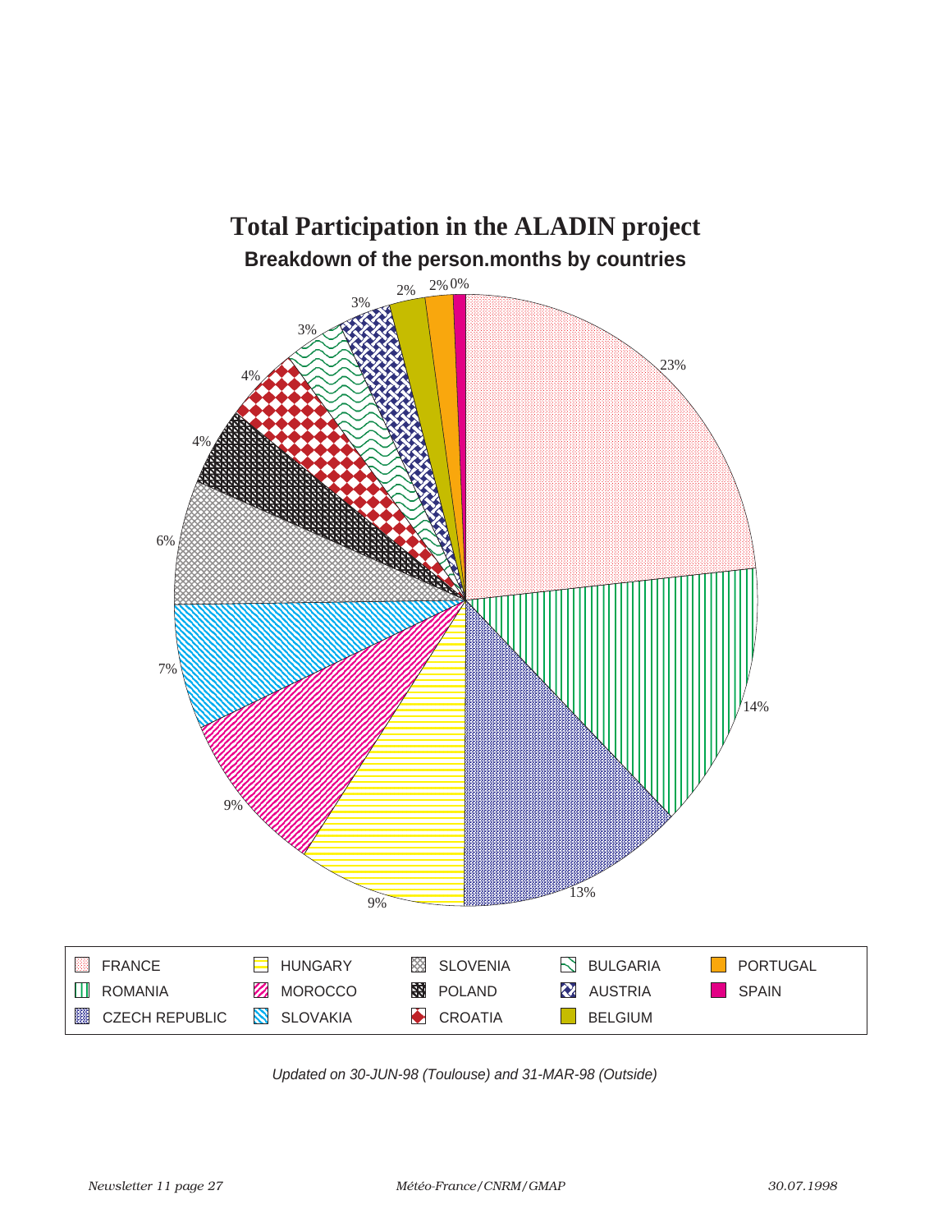# Total Participation in the ALADIN project

## Breakdown of the person.months by countries

| Country | Share |
| --- | --- |
| FRANCE | 23% |
| ROMANIA | 14% |
| CZECH REPUBLIC | 13% |
| HUNGARY | 9% |
| MOROCCO | 9% |
| SLOVAKIA | 7% |
| SLOVENIA | 6% |
| POLAND | 4% |
| CROATIA | 4% |
| BULGARIA | 3% |
| AUSTRIA | 3% |
| BELGIUM | 2% |
| PORTUGAL | 2% |
| SPAIN | 0% |

*Updated on 30-JUN-98 (Toulouse) and 31-MAR-98 (Outside)*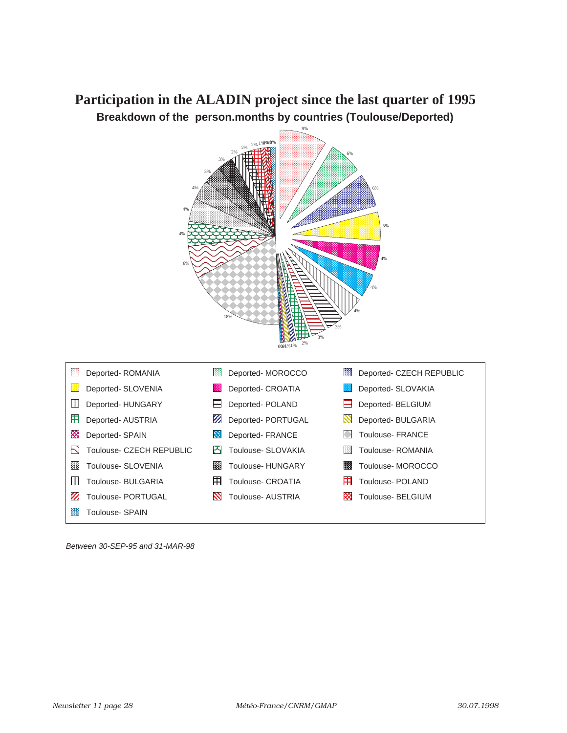# Participation in the ALADIN project since the last quarter of 1995

**Breakdown of the person.months by countries (Toulouse/Deported)**

9%, 6%, 6%, 5%, 4%, 4%, 4%, 3%, 3%, 2%, 1%, 18%, 6%, 4%, 4%, 4%, 3%, 3%, 2%, 2%, 2%, 1%

| | | |
|---|---|---|
| Deported- ROMANIA | Deported- MOROCCO | Deported- CZECH REPUBLIC |
| Deported- SLOVENIA | Deported- CROATIA | Deported- SLOVAKIA |
| Deported- HUNGARY | Deported- POLAND | Deported- BELGIUM |
| Deported- AUSTRIA | Deported- PORTUGAL | Deported- BULGARIA |
| Deported- SPAIN | Deported- FRANCE | Toulouse- FRANCE |
| Toulouse- CZECH REPUBLIC | Toulouse- SLOVAKIA | Toulouse- ROMANIA |
| Toulouse- SLOVENIA | Toulouse- HUNGARY | Toulouse- MOROCCO |
| Toulouse- BULGARIA | Toulouse- CROATIA | Toulouse- POLAND |
| Toulouse- PORTUGAL | Toulouse- AUSTRIA | Toulouse- BELGIUM |
| Toulouse- SPAIN | | |

*Between 30-SEP-95 and 31-MAR-98*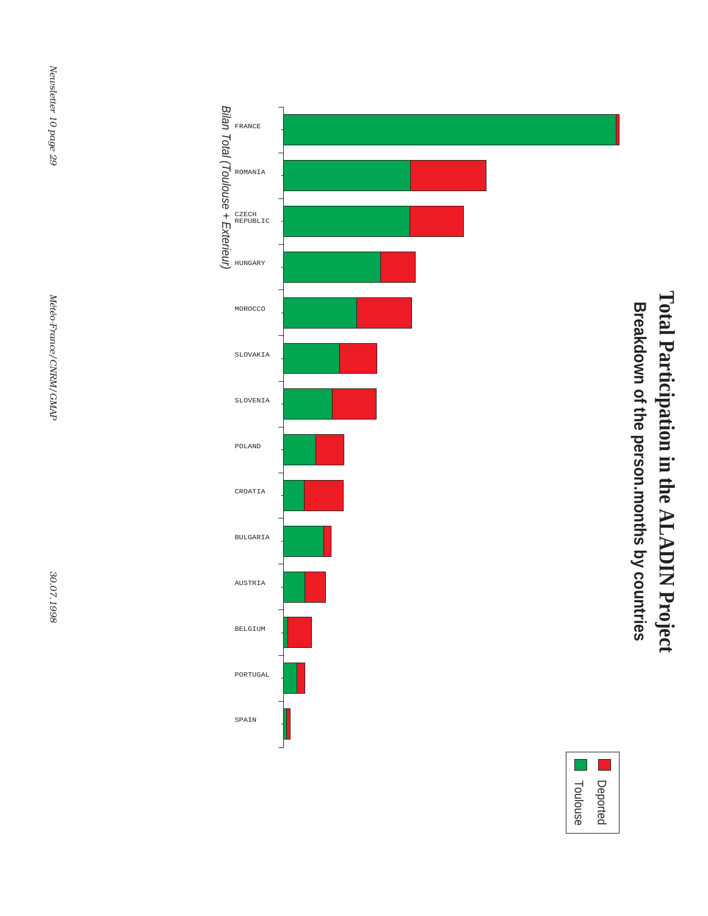# Total Participation in the ALADIN Project

## Breakdown of the person.months by countries

*Bilan Total (Toulouse + Exterieur)*

Legend: Deported, Toulouse

FRANCE
ROMANIA
CZECH REPUBLIC
HUNGARY
MOROCCO
SLOVAKIA
SLOVENIA
POLAND
CROATIA
BULGARIA
AUSTRIA
BELGIUM
PORTUGAL
SPAIN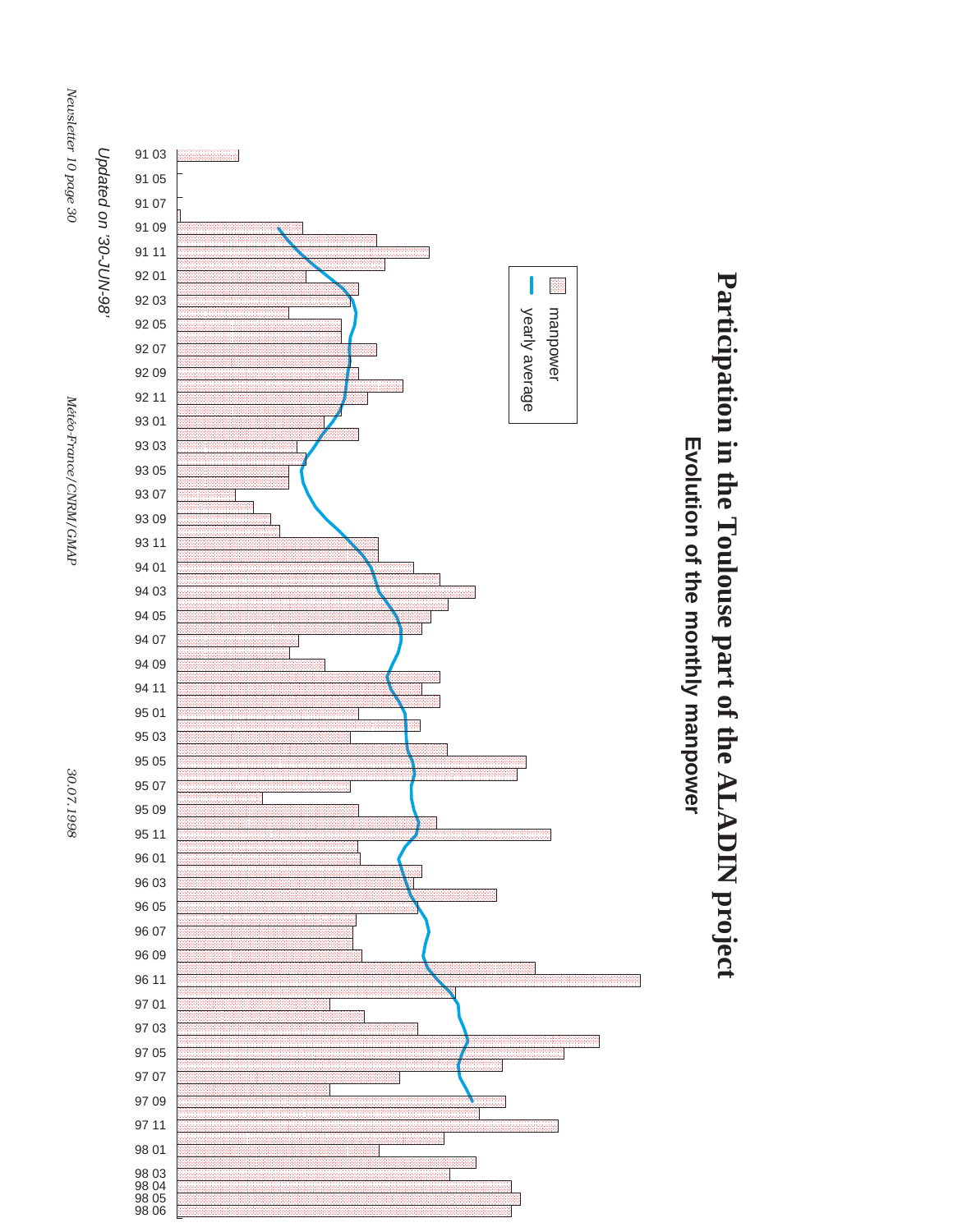# Participation in the Toulouse part of the ALADIN project

## Evolution of the monthly manpower

manpower

yearly average

91 03
91 05
91 07
91 09
91 11
92 01
92 03
92 05
92 07
92 09
92 11
93 01
93 03
93 05
93 07
93 09
93 11
94 01
94 03
94 05
94 07
94 09
94 11
95 01
95 03
95 05
95 07
95 09
95 11
96 01
96 03
96 05
96 07
96 09
96 11
97 01
97 03
97 05
97 07
97 09
97 11
98 01
98 03
98 04
98 05
98 06

*Updated on '30-JUN-98'*

*Météo-France/CNRM/GMAP*

*30.07.1998*